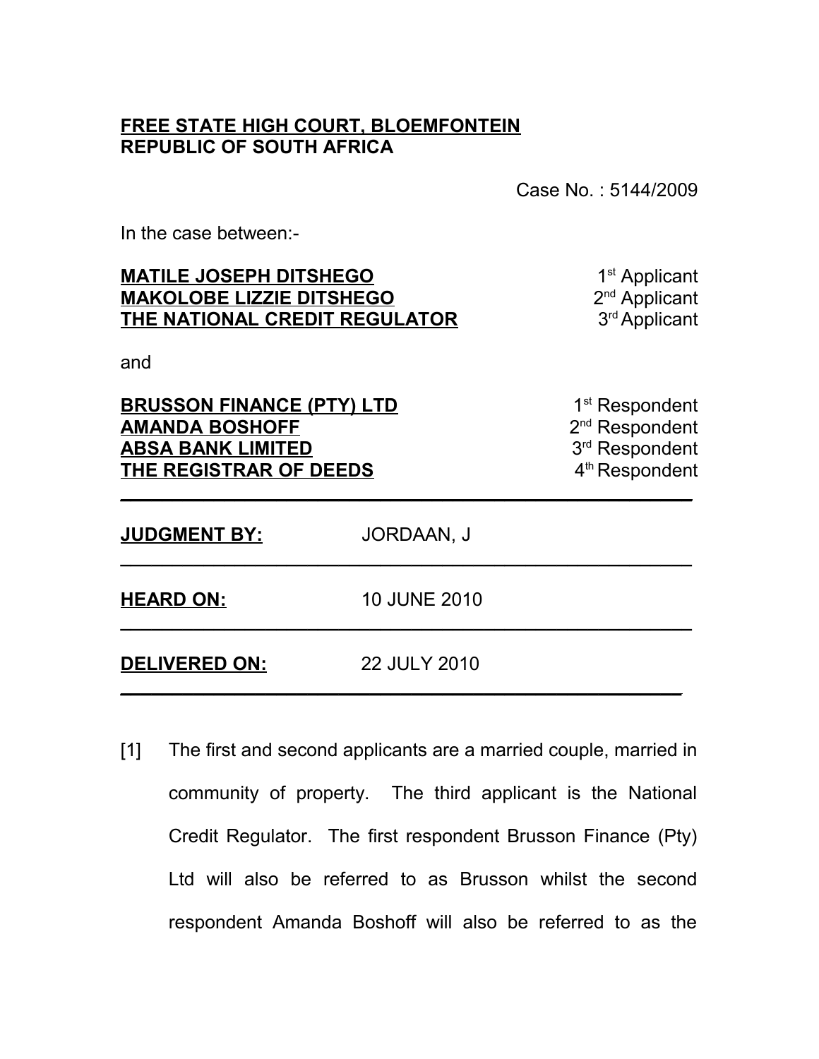**FREE STATE HIGH COURT, BLOEMFONTEIN**
**REPUBLIC OF SOUTH AFRICA**

Case No. : 5144/2009

In the case between:-

| | |
|---|---|
| **MATILE JOSEPH DITSHEGO** | 1st Applicant |
| **MAKOLOBE LIZZIE DITSHEGO** | 2nd Applicant |
| **THE NATIONAL CREDIT REGULATOR** | 3rd Applicant |

and

| | |
|---|---|
| **BRUSSON FINANCE (PTY) LTD** | 1st Respondent |
| **AMANDA BOSHOFF** | 2nd Respondent |
| **ABSA BANK LIMITED** | 3rd Respondent |
| **THE REGISTRAR OF DEEDS** | 4th Respondent |

---

**JUDGMENT BY:** JORDAAN, J

---

**HEARD ON:** 10 JUNE 2010

---

**DELIVERED ON:** 22 JULY 2010

---

[1] The first and second applicants are a married couple, married in community of property. The third applicant is the National Credit Regulator. The first respondent Brusson Finance (Pty) Ltd will also be referred to as Brusson whilst the second respondent Amanda Boshoff will also be referred to as the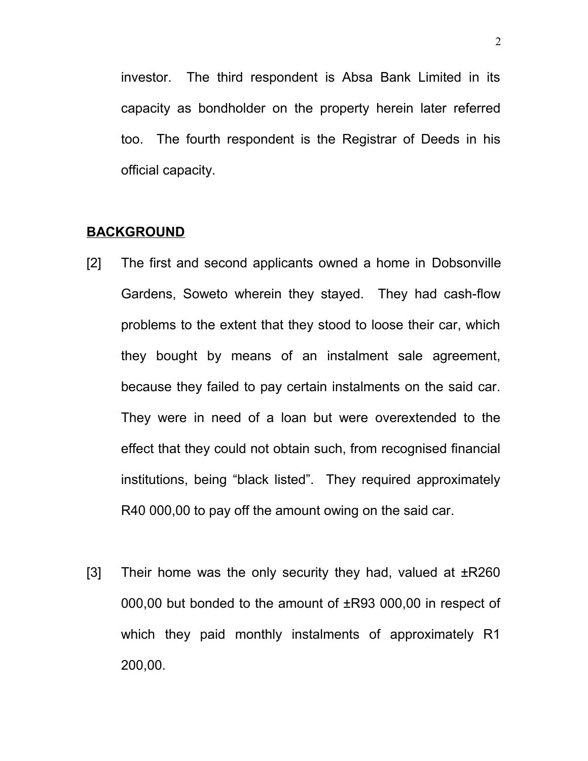investor. The third respondent is Absa Bank Limited in its capacity as bondholder on the property herein later referred too. The fourth respondent is the Registrar of Deeds in his official capacity.

## BACKGROUND

[2] The first and second applicants owned a home in Dobsonville Gardens, Soweto wherein they stayed. They had cash-flow problems to the extent that they stood to loose their car, which they bought by means of an instalment sale agreement, because they failed to pay certain instalments on the said car. They were in need of a loan but were overextended to the effect that they could not obtain such, from recognised financial institutions, being "black listed". They required approximately R40 000,00 to pay off the amount owing on the said car.

[3] Their home was the only security they had, valued at ±R260 000,00 but bonded to the amount of ±R93 000,00 in respect of which they paid monthly instalments of approximately R1 200,00.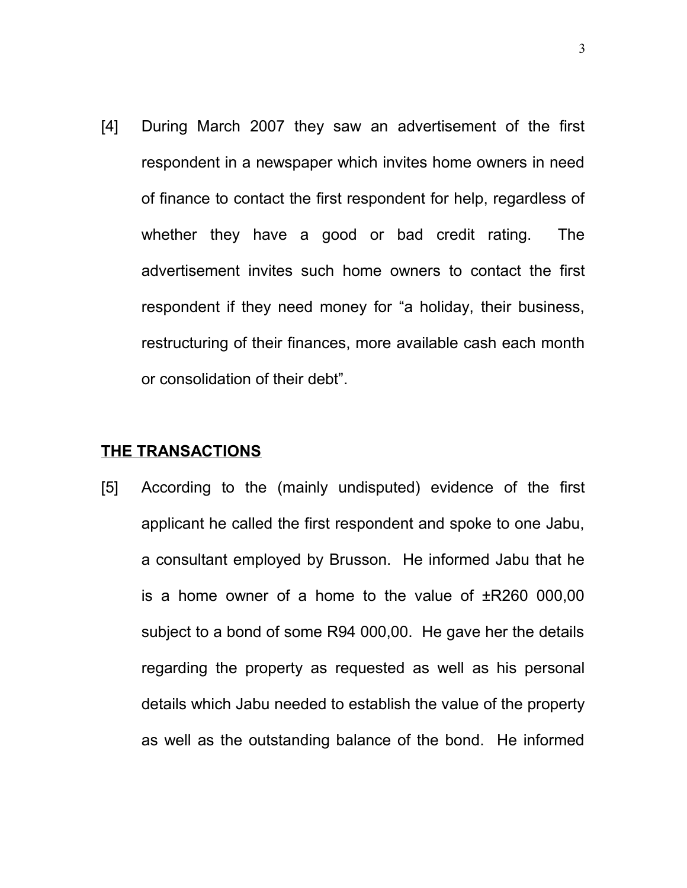[4] During March 2007 they saw an advertisement of the first respondent in a newspaper which invites home owners in need of finance to contact the first respondent for help, regardless of whether they have a good or bad credit rating. The advertisement invites such home owners to contact the first respondent if they need money for "a holiday, their business, restructuring of their finances, more available cash each month or consolidation of their debt".

**THE TRANSACTIONS**

[5] According to the (mainly undisputed) evidence of the first applicant he called the first respondent and spoke to one Jabu, a consultant employed by Brusson. He informed Jabu that he is a home owner of a home to the value of ±R260 000,00 subject to a bond of some R94 000,00. He gave her the details regarding the property as requested as well as his personal details which Jabu needed to establish the value of the property as well as the outstanding balance of the bond. He informed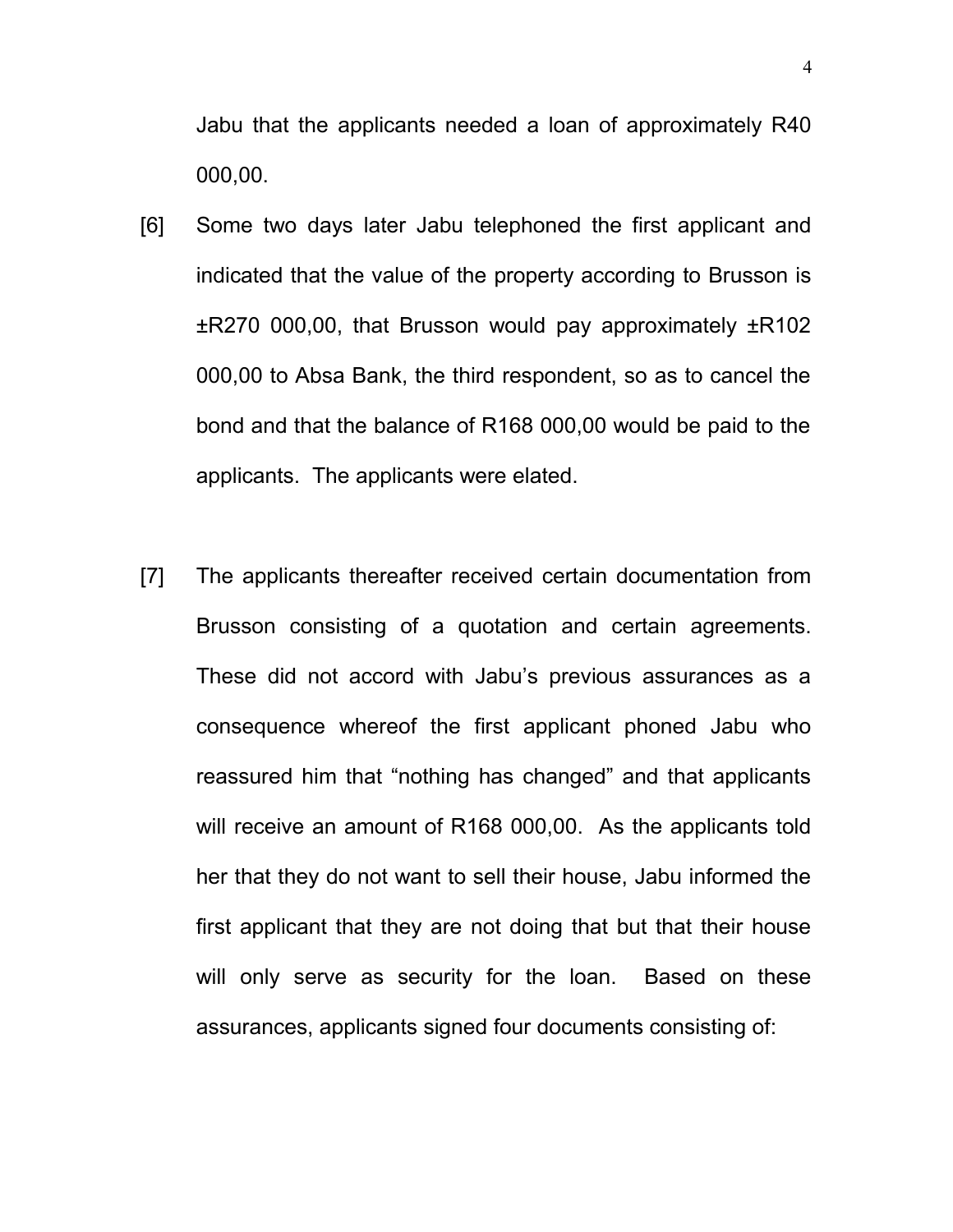Jabu that the applicants needed a loan of approximately R40 000,00.

[6] Some two days later Jabu telephoned the first applicant and indicated that the value of the property according to Brusson is ±R270 000,00, that Brusson would pay approximately ±R102 000,00 to Absa Bank, the third respondent, so as to cancel the bond and that the balance of R168 000,00 would be paid to the applicants. The applicants were elated.

[7] The applicants thereafter received certain documentation from Brusson consisting of a quotation and certain agreements. These did not accord with Jabu's previous assurances as a consequence whereof the first applicant phoned Jabu who reassured him that "nothing has changed" and that applicants will receive an amount of R168 000,00. As the applicants told her that they do not want to sell their house, Jabu informed the first applicant that they are not doing that but that their house will only serve as security for the loan. Based on these assurances, applicants signed four documents consisting of: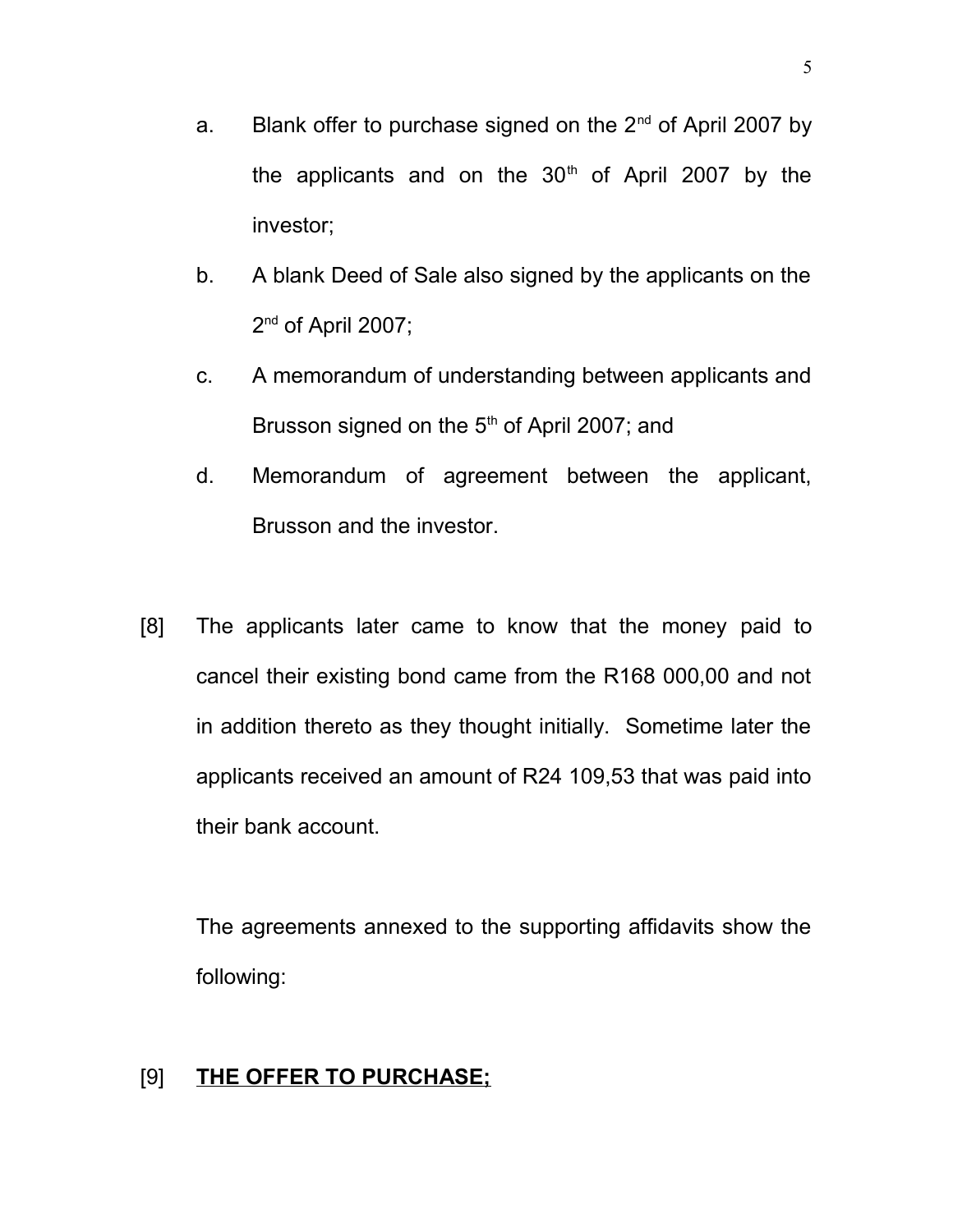a. Blank offer to purchase signed on the 2nd of April 2007 by the applicants and on the 30th of April 2007 by the investor;

b. A blank Deed of Sale also signed by the applicants on the 2nd of April 2007;

c. A memorandum of understanding between applicants and Brusson signed on the 5th of April 2007; and

d. Memorandum of agreement between the applicant, Brusson and the investor.

[8] The applicants later came to know that the money paid to cancel their existing bond came from the R168 000,00 and not in addition thereto as they thought initially. Sometime later the applicants received an amount of R24 109,53 that was paid into their bank account.

The agreements annexed to the supporting affidavits show the following:

[9] **<u>THE OFFER TO PURCHASE;</u>**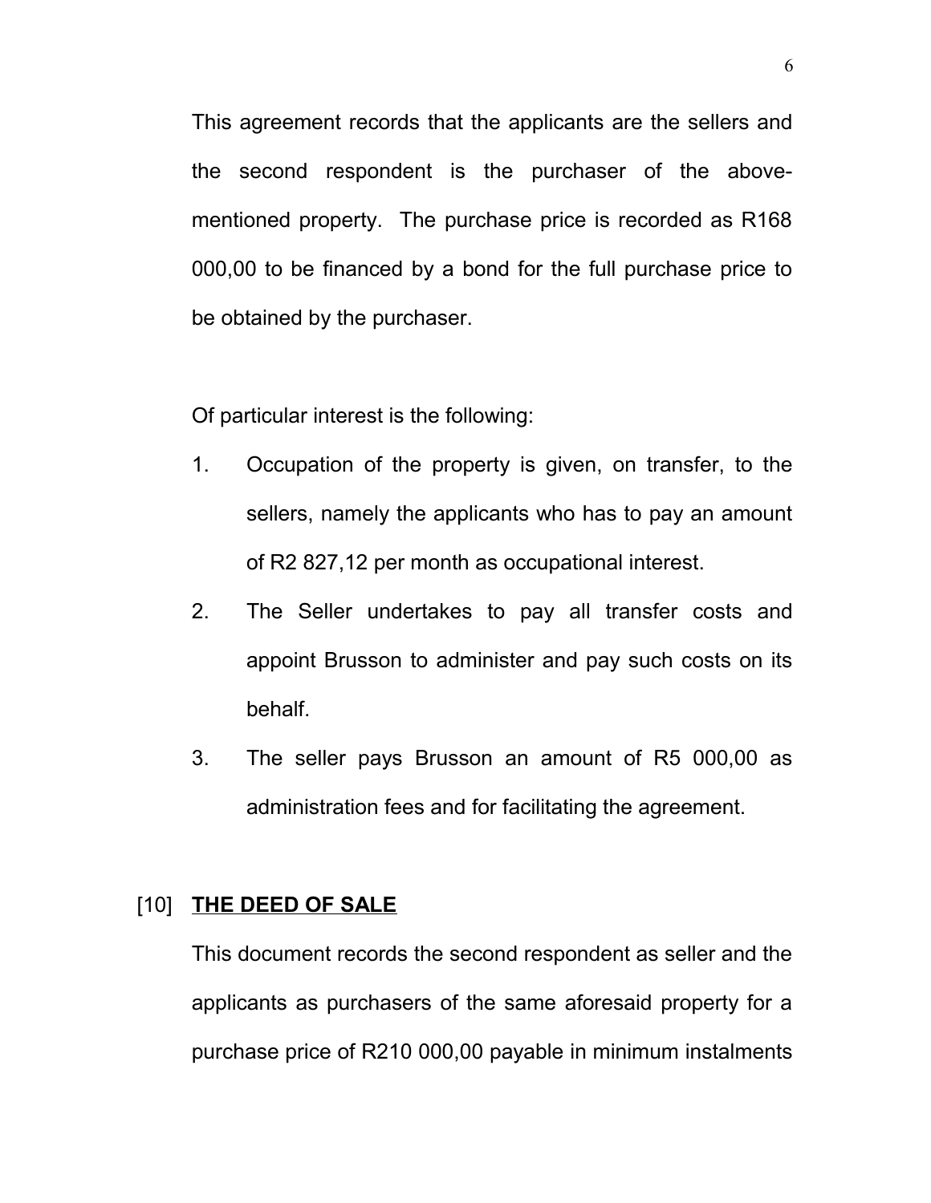This agreement records that the applicants are the sellers and the second respondent is the purchaser of the above-mentioned property. The purchase price is recorded as R168 000,00 to be financed by a bond for the full purchase price to be obtained by the purchaser.

Of particular interest is the following:

1. Occupation of the property is given, on transfer, to the sellers, namely the applicants who has to pay an amount of R2 827,12 per month as occupational interest.
2. The Seller undertakes to pay all transfer costs and appoint Brusson to administer and pay such costs on its behalf.
3. The seller pays Brusson an amount of R5 000,00 as administration fees and for facilitating the agreement.

[10] **THE DEED OF SALE**

This document records the second respondent as seller and the applicants as purchasers of the same aforesaid property for a purchase price of R210 000,00 payable in minimum instalments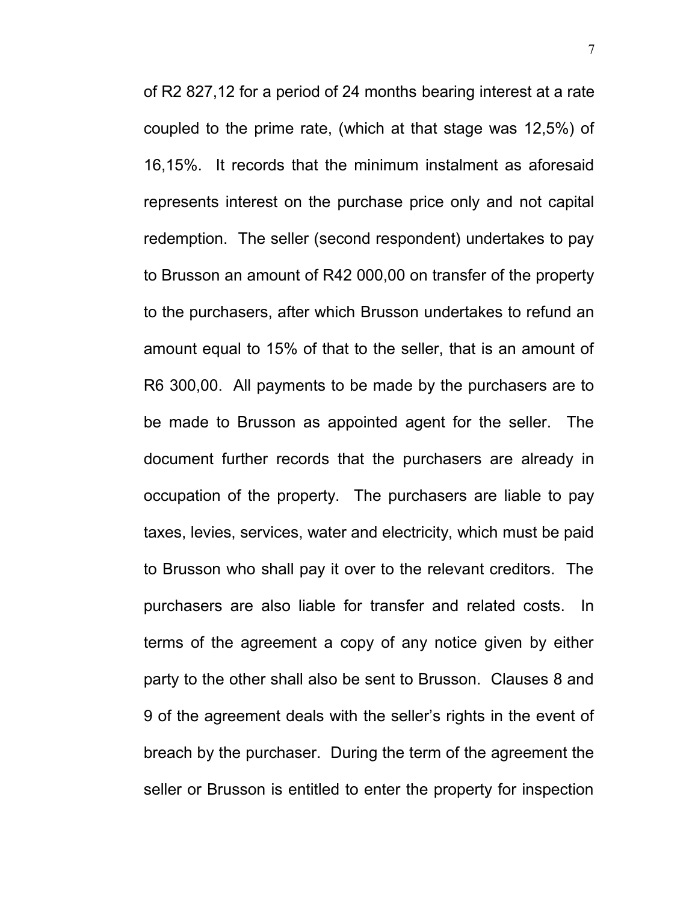of R2 827,12 for a period of 24 months bearing interest at a rate coupled to the prime rate, (which at that stage was 12,5%) of 16,15%. It records that the minimum instalment as aforesaid represents interest on the purchase price only and not capital redemption. The seller (second respondent) undertakes to pay to Brusson an amount of R42 000,00 on transfer of the property to the purchasers, after which Brusson undertakes to refund an amount equal to 15% of that to the seller, that is an amount of R6 300,00. All payments to be made by the purchasers are to be made to Brusson as appointed agent for the seller. The document further records that the purchasers are already in occupation of the property. The purchasers are liable to pay taxes, levies, services, water and electricity, which must be paid to Brusson who shall pay it over to the relevant creditors. The purchasers are also liable for transfer and related costs. In terms of the agreement a copy of any notice given by either party to the other shall also be sent to Brusson. Clauses 8 and 9 of the agreement deals with the seller's rights in the event of breach by the purchaser. During the term of the agreement the seller or Brusson is entitled to enter the property for inspection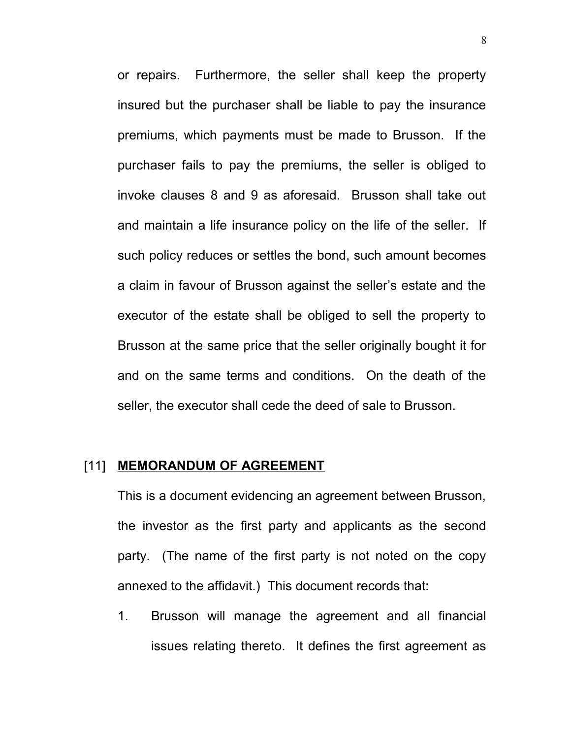or repairs. Furthermore, the seller shall keep the property insured but the purchaser shall be liable to pay the insurance premiums, which payments must be made to Brusson. If the purchaser fails to pay the premiums, the seller is obliged to invoke clauses 8 and 9 as aforesaid. Brusson shall take out and maintain a life insurance policy on the life of the seller. If such policy reduces or settles the bond, such amount becomes a claim in favour of Brusson against the seller's estate and the executor of the estate shall be obliged to sell the property to Brusson at the same price that the seller originally bought it for and on the same terms and conditions. On the death of the seller, the executor shall cede the deed of sale to Brusson.

[11] **<u>MEMORANDUM OF AGREEMENT</u>**

This is a document evidencing an agreement between Brusson, the investor as the first party and applicants as the second party. (The name of the first party is not noted on the copy annexed to the affidavit.) This document records that:

1. Brusson will manage the agreement and all financial issues relating thereto. It defines the first agreement as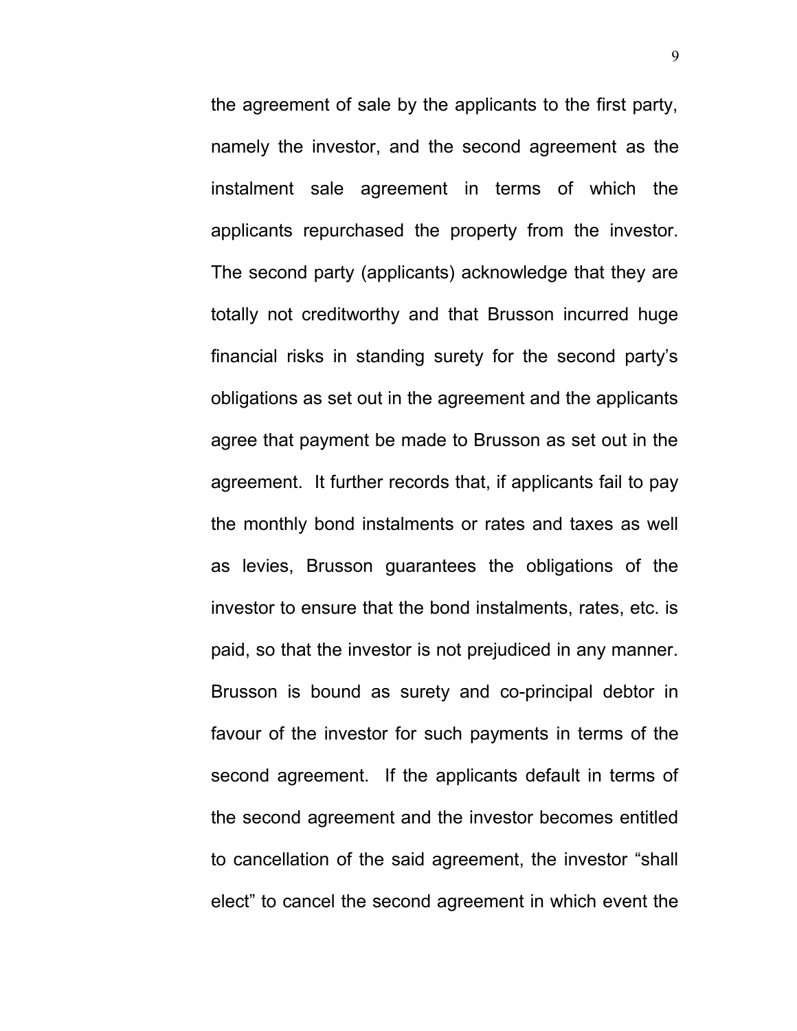the agreement of sale by the applicants to the first party, namely the investor, and the second agreement as the instalment sale agreement in terms of which the applicants repurchased the property from the investor. The second party (applicants) acknowledge that they are totally not creditworthy and that Brusson incurred huge financial risks in standing surety for the second party's obligations as set out in the agreement and the applicants agree that payment be made to Brusson as set out in the agreement. It further records that, if applicants fail to pay the monthly bond instalments or rates and taxes as well as levies, Brusson guarantees the obligations of the investor to ensure that the bond instalments, rates, etc. is paid, so that the investor is not prejudiced in any manner. Brusson is bound as surety and co-principal debtor in favour of the investor for such payments in terms of the second agreement. If the applicants default in terms of the second agreement and the investor becomes entitled to cancellation of the said agreement, the investor "shall elect" to cancel the second agreement in which event the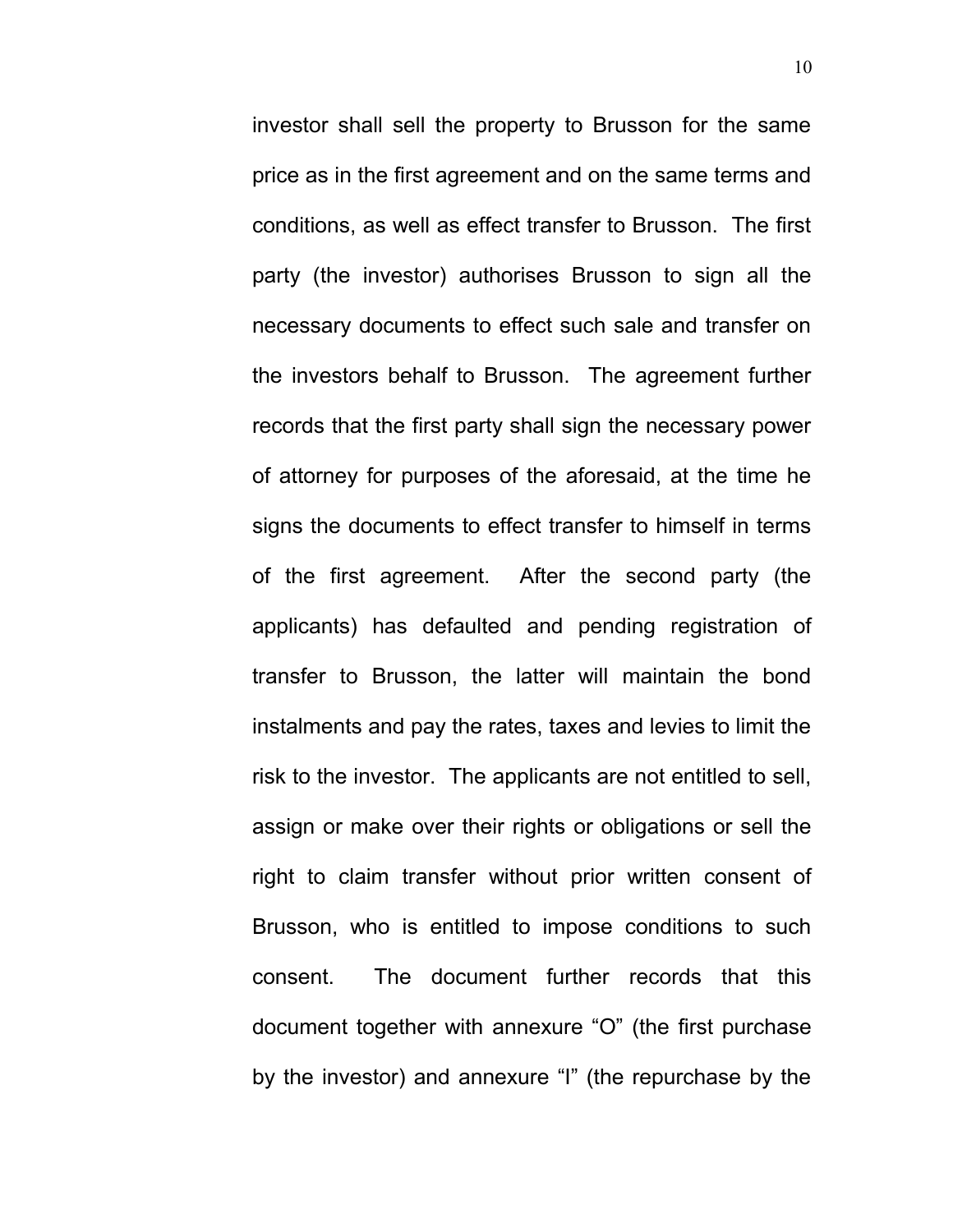investor shall sell the property to Brusson for the same price as in the first agreement and on the same terms and conditions, as well as effect transfer to Brusson. The first party (the investor) authorises Brusson to sign all the necessary documents to effect such sale and transfer on the investors behalf to Brusson. The agreement further records that the first party shall sign the necessary power of attorney for purposes of the aforesaid, at the time he signs the documents to effect transfer to himself in terms of the first agreement. After the second party (the applicants) has defaulted and pending registration of transfer to Brusson, the latter will maintain the bond instalments and pay the rates, taxes and levies to limit the risk to the investor. The applicants are not entitled to sell, assign or make over their rights or obligations or sell the right to claim transfer without prior written consent of Brusson, who is entitled to impose conditions to such consent. The document further records that this document together with annexure "O" (the first purchase by the investor) and annexure "I" (the repurchase by the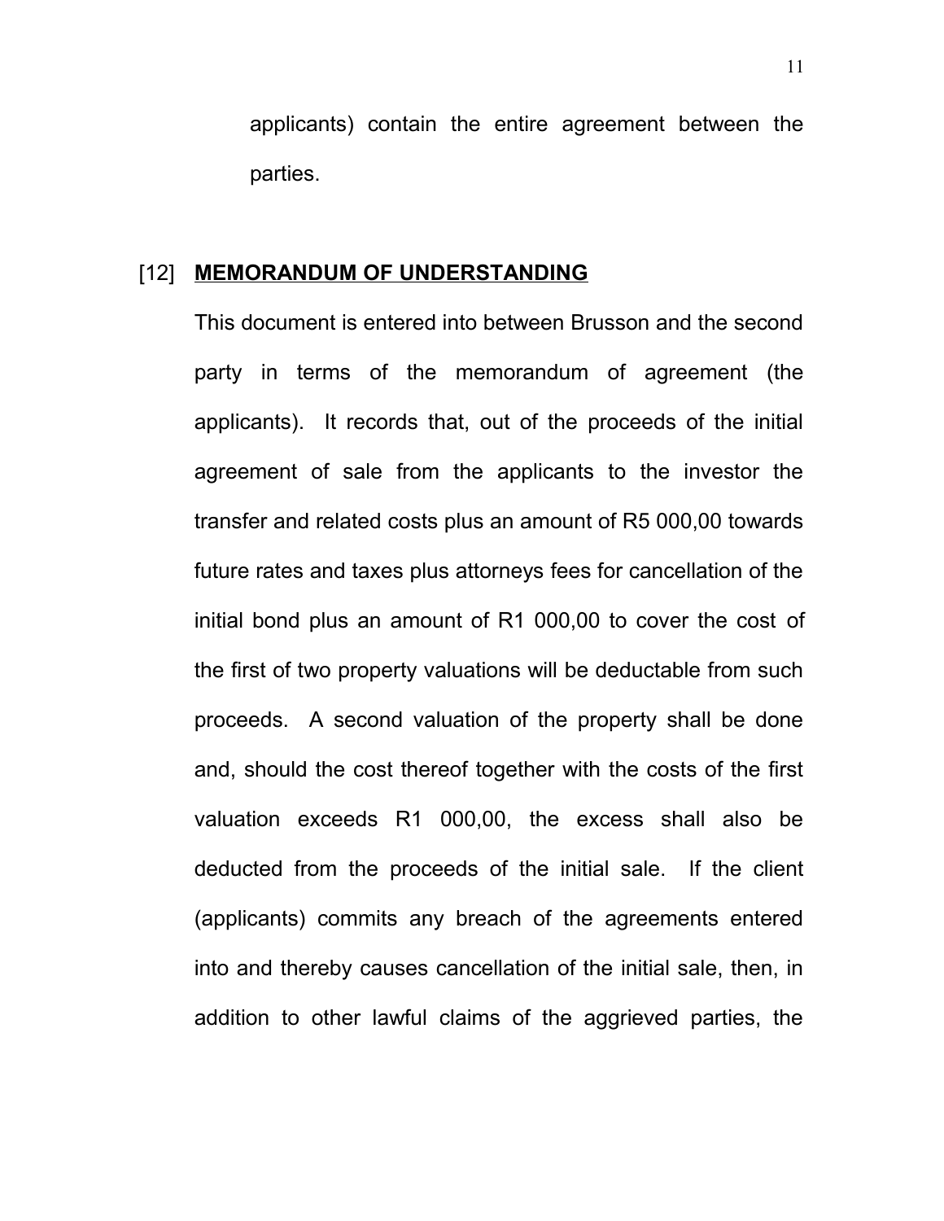applicants) contain the entire agreement between the parties.

[12] **<u>MEMORANDUM OF UNDERSTANDING</u>**

This document is entered into between Brusson and the second party in terms of the memorandum of agreement (the applicants). It records that, out of the proceeds of the initial agreement of sale from the applicants to the investor the transfer and related costs plus an amount of R5 000,00 towards future rates and taxes plus attorneys fees for cancellation of the initial bond plus an amount of R1 000,00 to cover the cost of the first of two property valuations will be deductable from such proceeds. A second valuation of the property shall be done and, should the cost thereof together with the costs of the first valuation exceeds R1 000,00, the excess shall also be deducted from the proceeds of the initial sale. If the client (applicants) commits any breach of the agreements entered into and thereby causes cancellation of the initial sale, then, in addition to other lawful claims of the aggrieved parties, the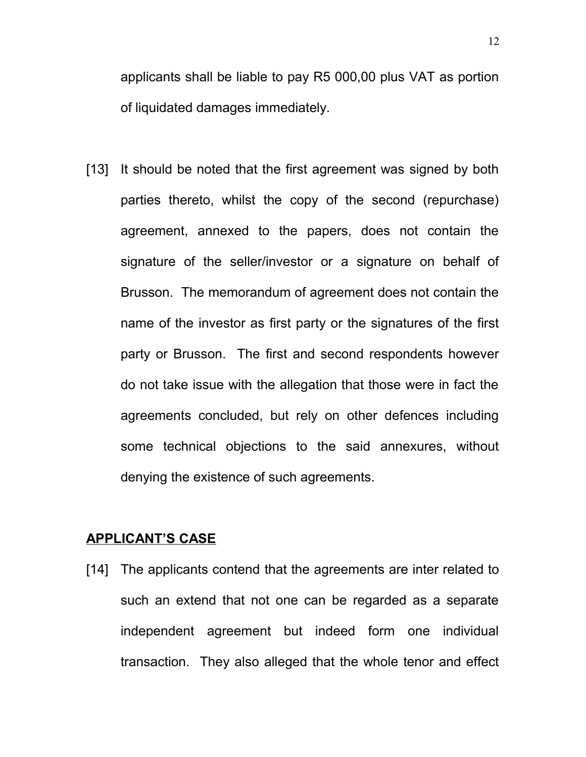applicants shall be liable to pay R5 000,00 plus VAT as portion of liquidated damages immediately.

[13] It should be noted that the first agreement was signed by both parties thereto, whilst the copy of the second (repurchase) agreement, annexed to the papers, does not contain the signature of the seller/investor or a signature on behalf of Brusson. The memorandum of agreement does not contain the name of the investor as first party or the signatures of the first party or Brusson. The first and second respondents however do not take issue with the allegation that those were in fact the agreements concluded, but rely on other defences including some technical objections to the said annexures, without denying the existence of such agreements.

## APPLICANT'S CASE

[14] The applicants contend that the agreements are inter related to such an extend that not one can be regarded as a separate independent agreement but indeed form one individual transaction. They also alleged that the whole tenor and effect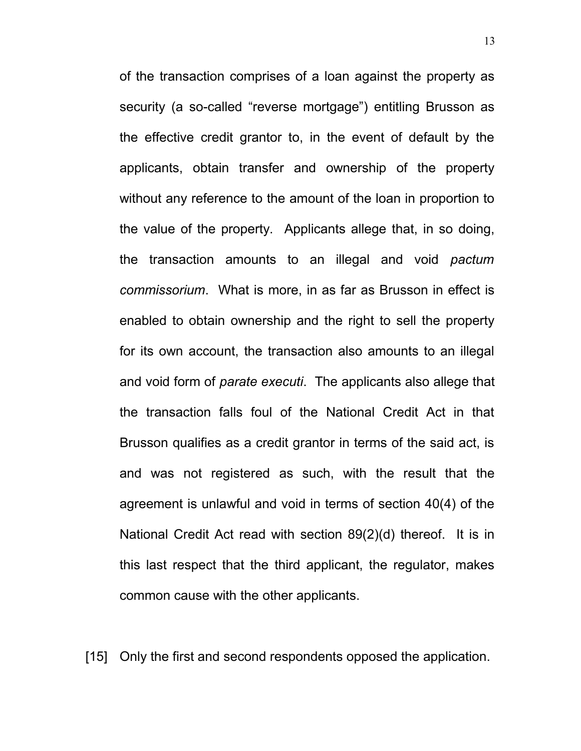of the transaction comprises of a loan against the property as security (a so-called "reverse mortgage") entitling Brusson as the effective credit grantor to, in the event of default by the applicants, obtain transfer and ownership of the property without any reference to the amount of the loan in proportion to the value of the property. Applicants allege that, in so doing, the transaction amounts to an illegal and void *pactum commissorium*. What is more, in as far as Brusson in effect is enabled to obtain ownership and the right to sell the property for its own account, the transaction also amounts to an illegal and void form of *parate executi*. The applicants also allege that the transaction falls foul of the National Credit Act in that Brusson qualifies as a credit grantor in terms of the said act, is and was not registered as such, with the result that the agreement is unlawful and void in terms of section 40(4) of the National Credit Act read with section 89(2)(d) thereof. It is in this last respect that the third applicant, the regulator, makes common cause with the other applicants.

[15] Only the first and second respondents opposed the application.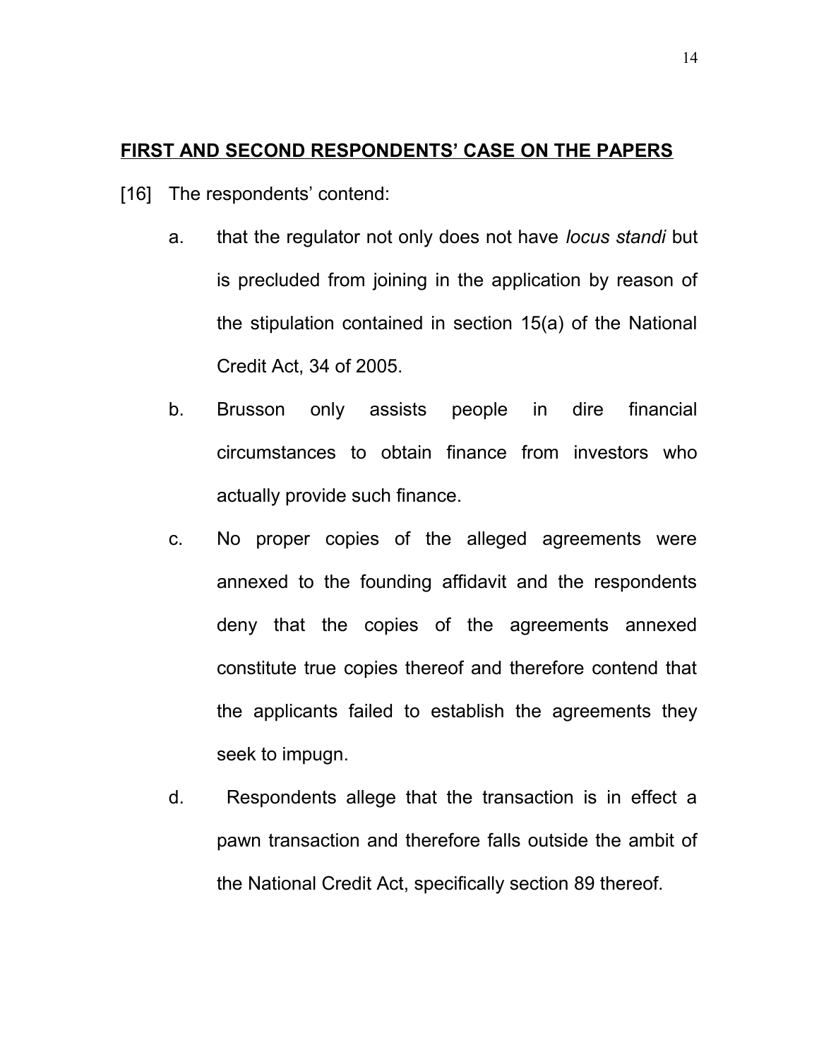## **<u>FIRST AND SECOND RESPONDENTS' CASE ON THE PAPERS</u>**

[16] The respondents' contend:

a. that the regulator not only does not have *locus standi* but is precluded from joining in the application by reason of the stipulation contained in section 15(a) of the National Credit Act, 34 of 2005.

b. Brusson only assists people in dire financial circumstances to obtain finance from investors who actually provide such finance.

c. No proper copies of the alleged agreements were annexed to the founding affidavit and the respondents deny that the copies of the agreements annexed constitute true copies thereof and therefore contend that the applicants failed to establish the agreements they seek to impugn.

d. Respondents allege that the transaction is in effect a pawn transaction and therefore falls outside the ambit of the National Credit Act, specifically section 89 thereof.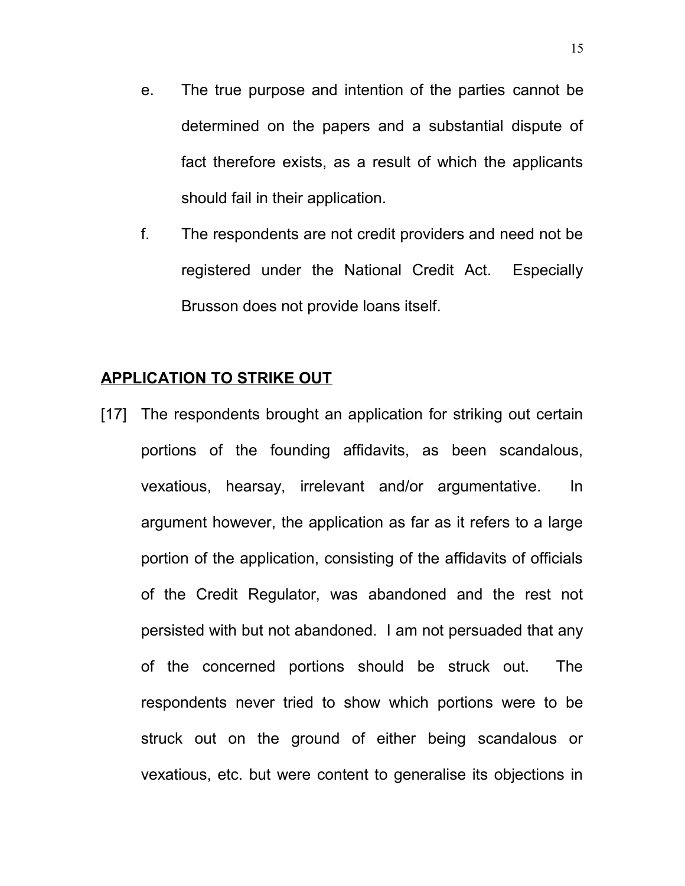e. The true purpose and intention of the parties cannot be determined on the papers and a substantial dispute of fact therefore exists, as a result of which the applicants should fail in their application.

f. The respondents are not credit providers and need not be registered under the National Credit Act. Especially Brusson does not provide loans itself.

## APPLICATION TO STRIKE OUT

[17] The respondents brought an application for striking out certain portions of the founding affidavits, as been scandalous, vexatious, hearsay, irrelevant and/or argumentative. In argument however, the application as far as it refers to a large portion of the application, consisting of the affidavits of officials of the Credit Regulator, was abandoned and the rest not persisted with but not abandoned. I am not persuaded that any of the concerned portions should be struck out. The respondents never tried to show which portions were to be struck out on the ground of either being scandalous or vexatious, etc. but were content to generalise its objections in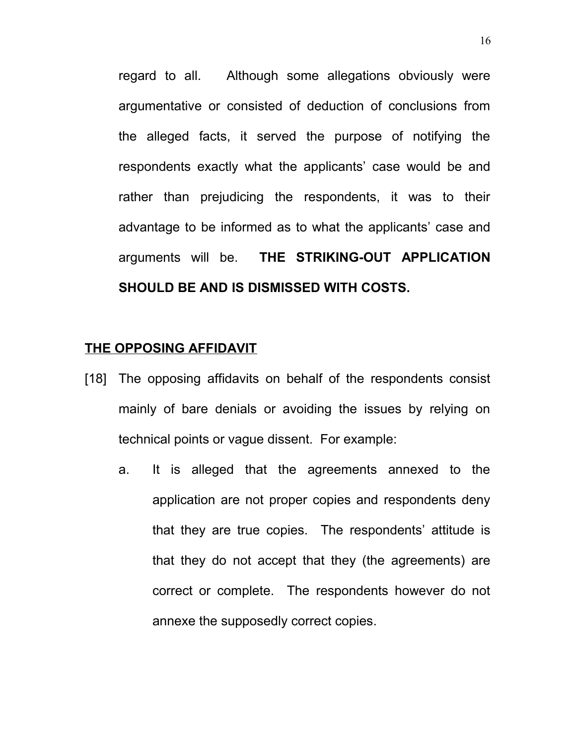regard to all. Although some allegations obviously were argumentative or consisted of deduction of conclusions from the alleged facts, it served the purpose of notifying the respondents exactly what the applicants' case would be and rather than prejudicing the respondents, it was to their advantage to be informed as to what the applicants' case and arguments will be. **THE STRIKING-OUT APPLICATION SHOULD BE AND IS DISMISSED WITH COSTS.**

## <u>THE OPPOSING AFFIDAVIT</u>

[18] The opposing affidavits on behalf of the respondents consist mainly of bare denials or avoiding the issues by relying on technical points or vague dissent. For example:

a. It is alleged that the agreements annexed to the application are not proper copies and respondents deny that they are true copies. The respondents' attitude is that they do not accept that they (the agreements) are correct or complete. The respondents however do not annexe the supposedly correct copies.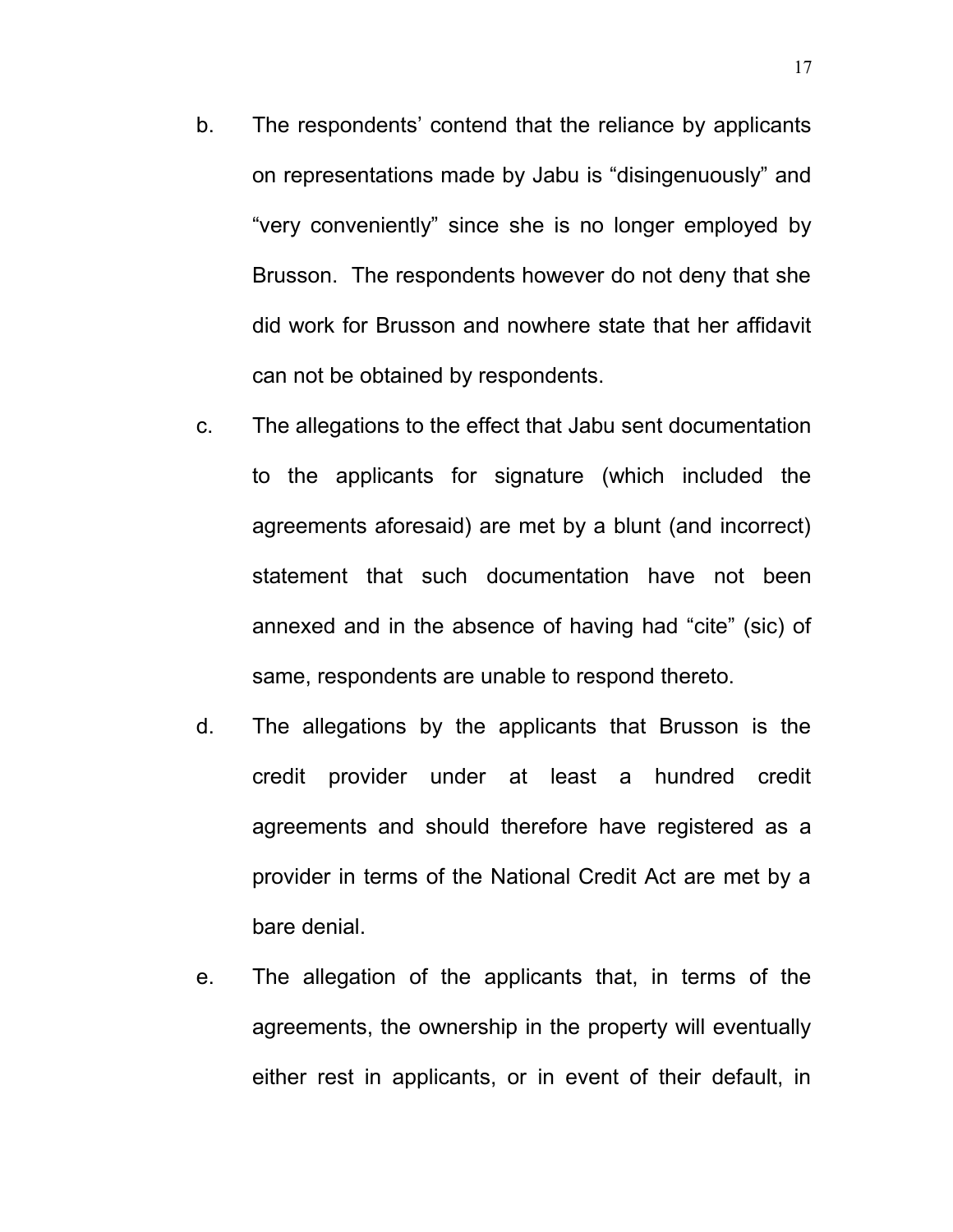b. The respondents' contend that the reliance by applicants on representations made by Jabu is "disingenuously" and "very conveniently" since she is no longer employed by Brusson. The respondents however do not deny that she did work for Brusson and nowhere state that her affidavit can not be obtained by respondents.

c. The allegations to the effect that Jabu sent documentation to the applicants for signature (which included the agreements aforesaid) are met by a blunt (and incorrect) statement that such documentation have not been annexed and in the absence of having had "cite" (sic) of same, respondents are unable to respond thereto.

d. The allegations by the applicants that Brusson is the credit provider under at least a hundred credit agreements and should therefore have registered as a provider in terms of the National Credit Act are met by a bare denial.

e. The allegation of the applicants that, in terms of the agreements, the ownership in the property will eventually either rest in applicants, or in event of their default, in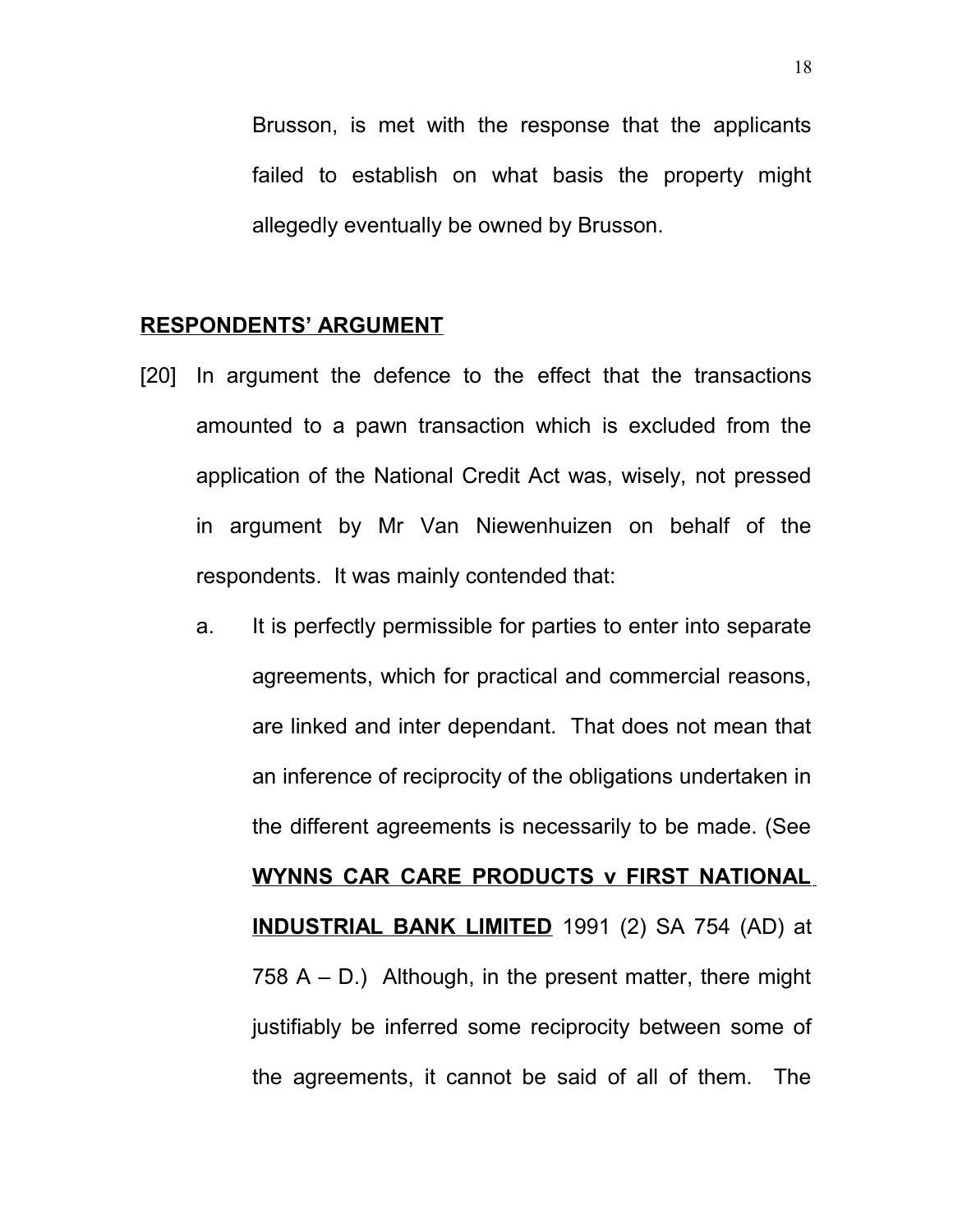Brusson, is met with the response that the applicants failed to establish on what basis the property might allegedly eventually be owned by Brusson.

## RESPONDENTS' ARGUMENT

[20] In argument the defence to the effect that the transactions amounted to a pawn transaction which is excluded from the application of the National Credit Act was, wisely, not pressed in argument by Mr Van Niewenhuizen on behalf of the respondents. It was mainly contended that:

a. It is perfectly permissible for parties to enter into separate agreements, which for practical and commercial reasons, are linked and inter dependant. That does not mean that an inference of reciprocity of the obligations undertaken in the different agreements is necessarily to be made. (See **WYNNS CAR CARE PRODUCTS v FIRST NATIONAL INDUSTRIAL BANK LIMITED** 1991 (2) SA 754 (AD) at 758 A – D.) Although, in the present matter, there might justifiably be inferred some reciprocity between some of the agreements, it cannot be said of all of them. The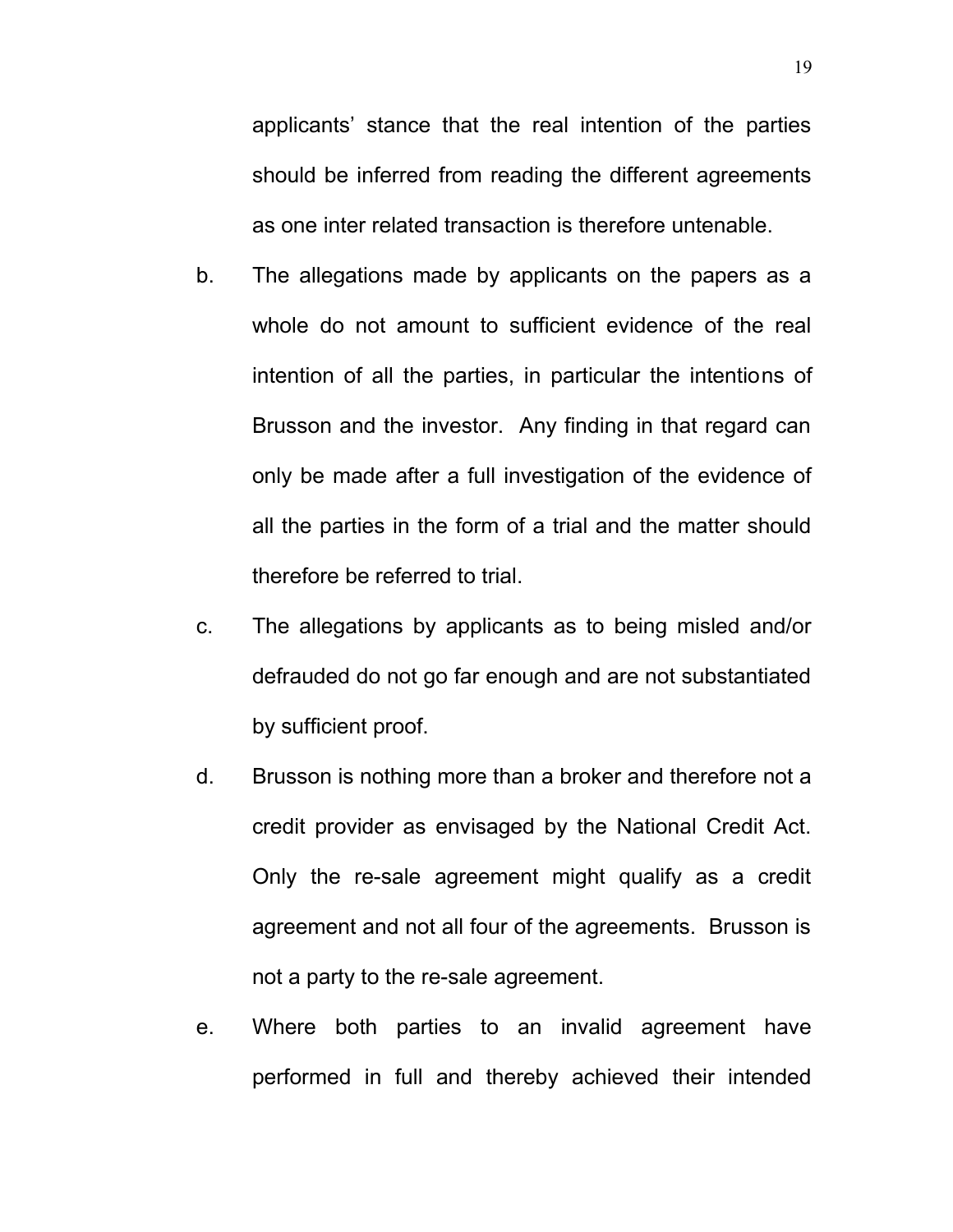applicants' stance that the real intention of the parties should be inferred from reading the different agreements as one inter related transaction is therefore untenable.

b. The allegations made by applicants on the papers as a whole do not amount to sufficient evidence of the real intention of all the parties, in particular the intentions of Brusson and the investor. Any finding in that regard can only be made after a full investigation of the evidence of all the parties in the form of a trial and the matter should therefore be referred to trial.

c. The allegations by applicants as to being misled and/or defrauded do not go far enough and are not substantiated by sufficient proof.

d. Brusson is nothing more than a broker and therefore not a credit provider as envisaged by the National Credit Act. Only the re-sale agreement might qualify as a credit agreement and not all four of the agreements. Brusson is not a party to the re-sale agreement.

e. Where both parties to an invalid agreement have performed in full and thereby achieved their intended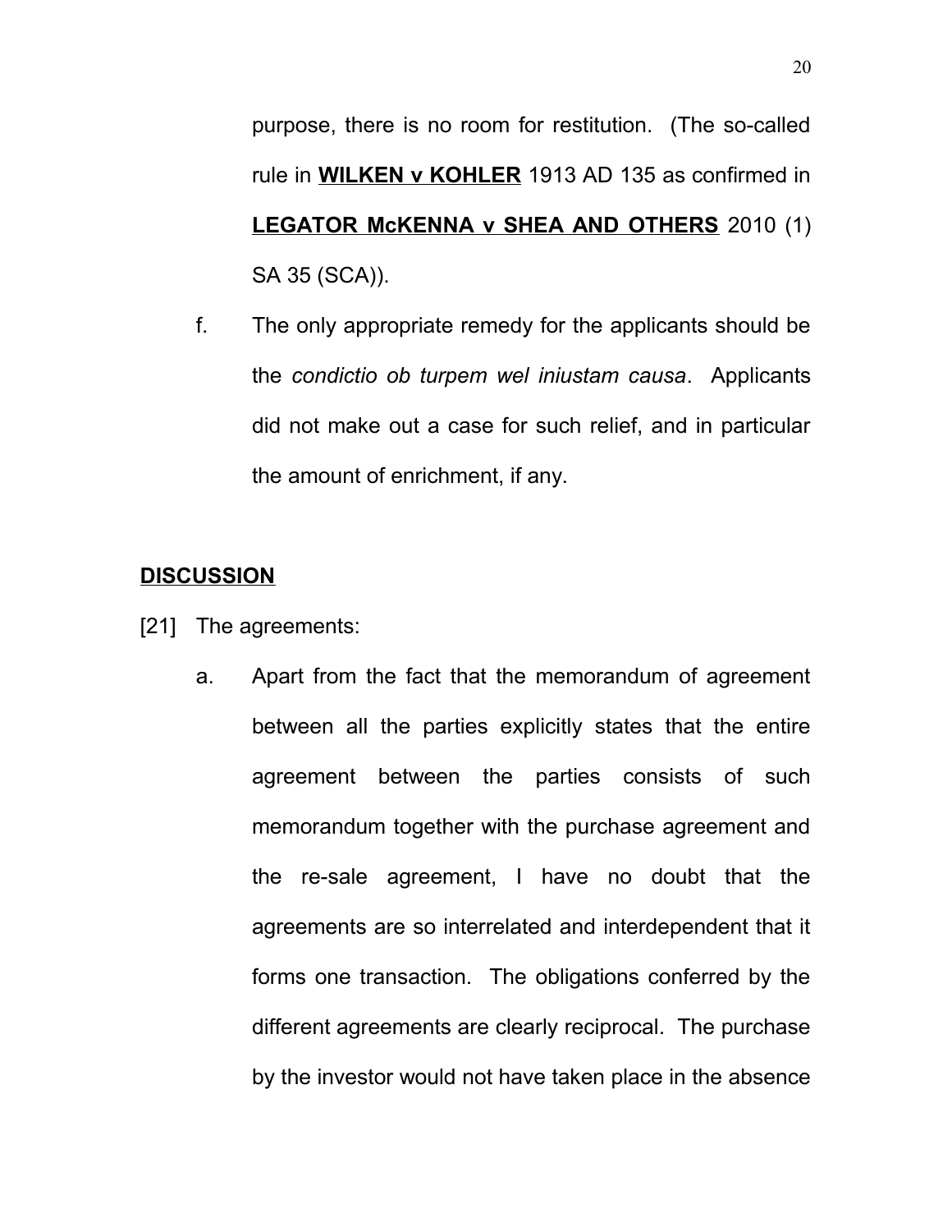purpose, there is no room for restitution. (The so-called rule in **WILKEN v KOHLER** 1913 AD 135 as confirmed in **LEGATOR McKENNA v SHEA AND OTHERS** 2010 (1) SA 35 (SCA)).

f. The only appropriate remedy for the applicants should be the *condictio ob turpem wel iniustam causa*. Applicants did not make out a case for such relief, and in particular the amount of enrichment, if any.

## DISCUSSION

[21] The agreements:

a. Apart from the fact that the memorandum of agreement between all the parties explicitly states that the entire agreement between the parties consists of such memorandum together with the purchase agreement and the re-sale agreement, I have no doubt that the agreements are so interrelated and interdependent that it forms one transaction. The obligations conferred by the different agreements are clearly reciprocal. The purchase by the investor would not have taken place in the absence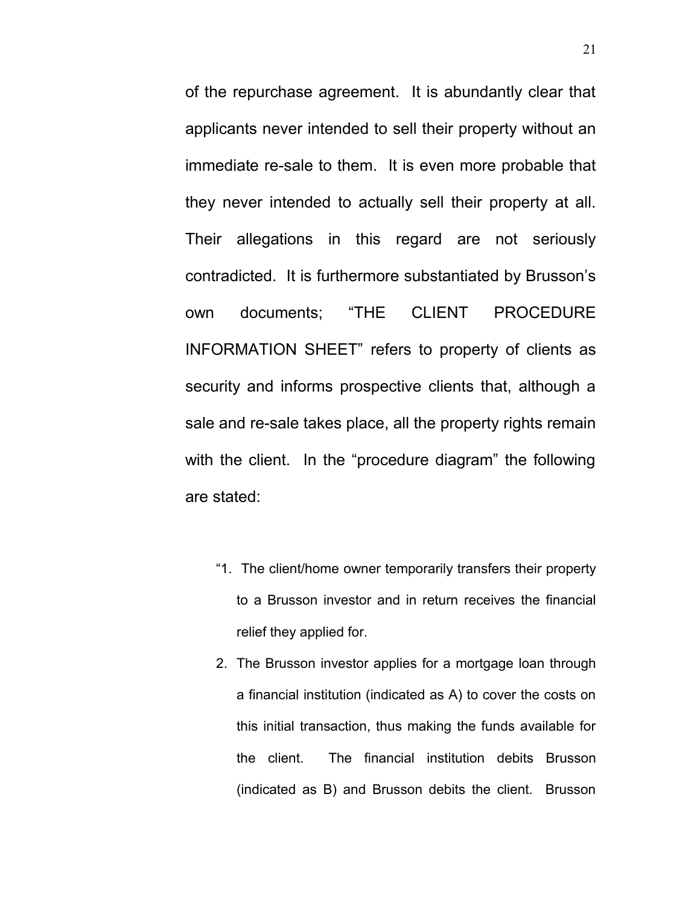of the repurchase agreement. It is abundantly clear that applicants never intended to sell their property without an immediate re-sale to them. It is even more probable that they never intended to actually sell their property at all. Their allegations in this regard are not seriously contradicted. It is furthermore substantiated by Brusson's own documents; "THE CLIENT PROCEDURE INFORMATION SHEET" refers to property of clients as security and informs prospective clients that, although a sale and re-sale takes place, all the property rights remain with the client. In the "procedure diagram" the following are stated:

> "1. The client/home owner temporarily transfers their property to a Brusson investor and in return receives the financial relief they applied for.
>
> 2. The Brusson investor applies for a mortgage loan through a financial institution (indicated as A) to cover the costs on this initial transaction, thus making the funds available for the client. The financial institution debits Brusson (indicated as B) and Brusson debits the client. Brusson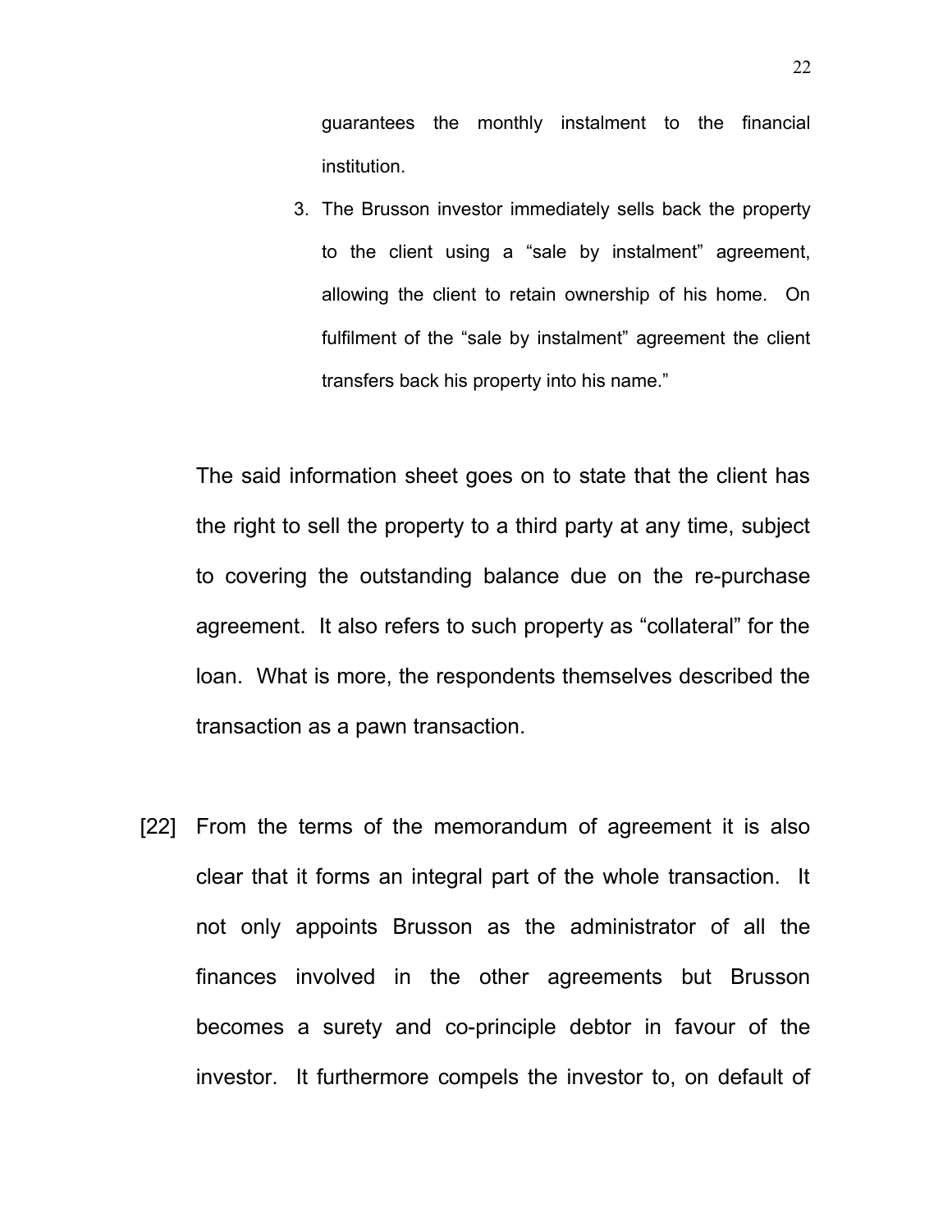> guarantees the monthly instalment to the financial institution.
>
> 3. The Brusson investor immediately sells back the property to the client using a "sale by instalment" agreement, allowing the client to retain ownership of his home. On fulfilment of the "sale by instalment" agreement the client transfers back his property into his name."

The said information sheet goes on to state that the client has the right to sell the property to a third party at any time, subject to covering the outstanding balance due on the re-purchase agreement. It also refers to such property as "collateral" for the loan. What is more, the respondents themselves described the transaction as a pawn transaction.

[22] From the terms of the memorandum of agreement it is also clear that it forms an integral part of the whole transaction. It not only appoints Brusson as the administrator of all the finances involved in the other agreements but Brusson becomes a surety and co-principle debtor in favour of the investor. It furthermore compels the investor to, on default of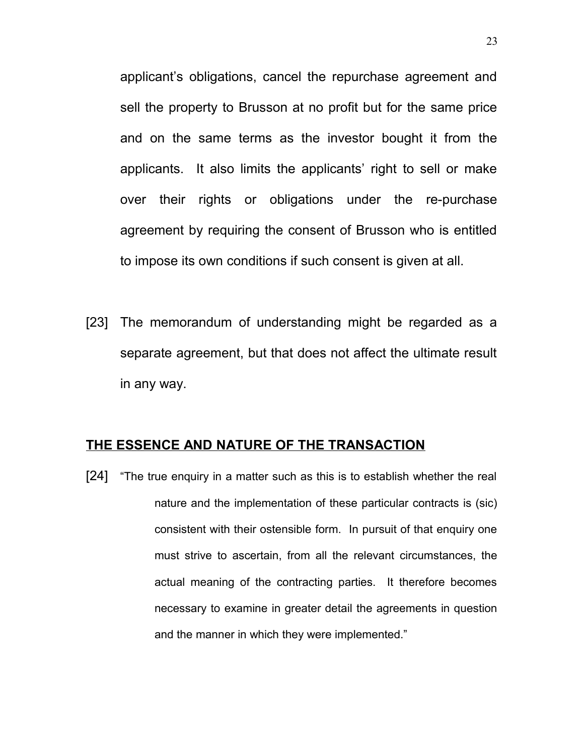applicant's obligations, cancel the repurchase agreement and sell the property to Brusson at no profit but for the same price and on the same terms as the investor bought it from the applicants. It also limits the applicants' right to sell or make over their rights or obligations under the re-purchase agreement by requiring the consent of Brusson who is entitled to impose its own conditions if such consent is given at all.

[23] The memorandum of understanding might be regarded as a separate agreement, but that does not affect the ultimate result in any way.

## THE ESSENCE AND NATURE OF THE TRANSACTION

[24] "The true enquiry in a matter such as this is to establish whether the real nature and the implementation of these particular contracts is (sic) consistent with their ostensible form. In pursuit of that enquiry one must strive to ascertain, from all the relevant circumstances, the actual meaning of the contracting parties. It therefore becomes necessary to examine in greater detail the agreements in question and the manner in which they were implemented."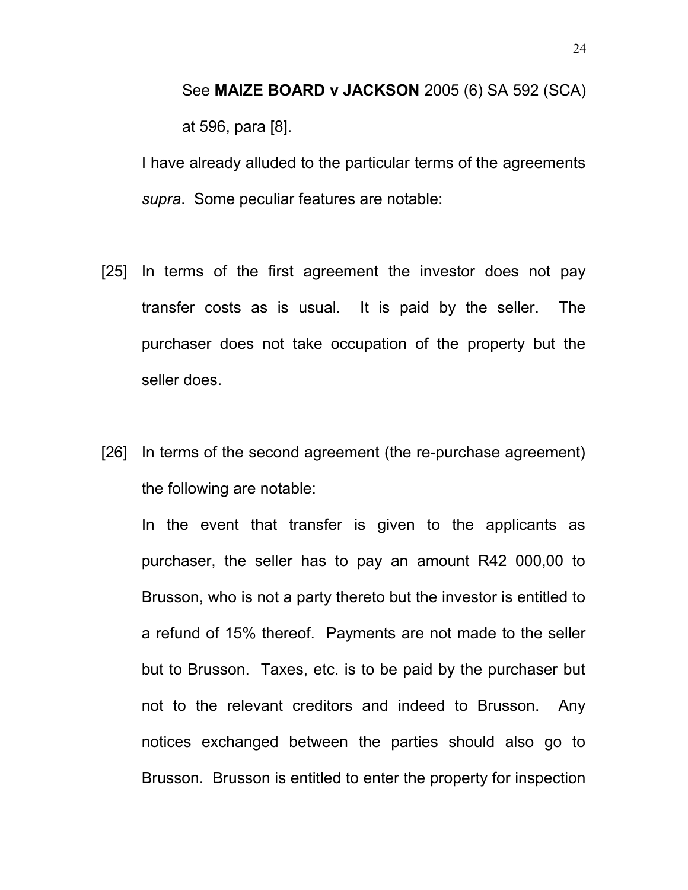See **MAIZE BOARD v JACKSON** 2005 (6) SA 592 (SCA) at 596, para [8].

I have already alluded to the particular terms of the agreements *supra*. Some peculiar features are notable:

[25] In terms of the first agreement the investor does not pay transfer costs as is usual. It is paid by the seller. The purchaser does not take occupation of the property but the seller does.

[26] In terms of the second agreement (the re-purchase agreement) the following are notable:

In the event that transfer is given to the applicants as purchaser, the seller has to pay an amount R42 000,00 to Brusson, who is not a party thereto but the investor is entitled to a refund of 15% thereof. Payments are not made to the seller but to Brusson. Taxes, etc. is to be paid by the purchaser but not to the relevant creditors and indeed to Brusson. Any notices exchanged between the parties should also go to Brusson. Brusson is entitled to enter the property for inspection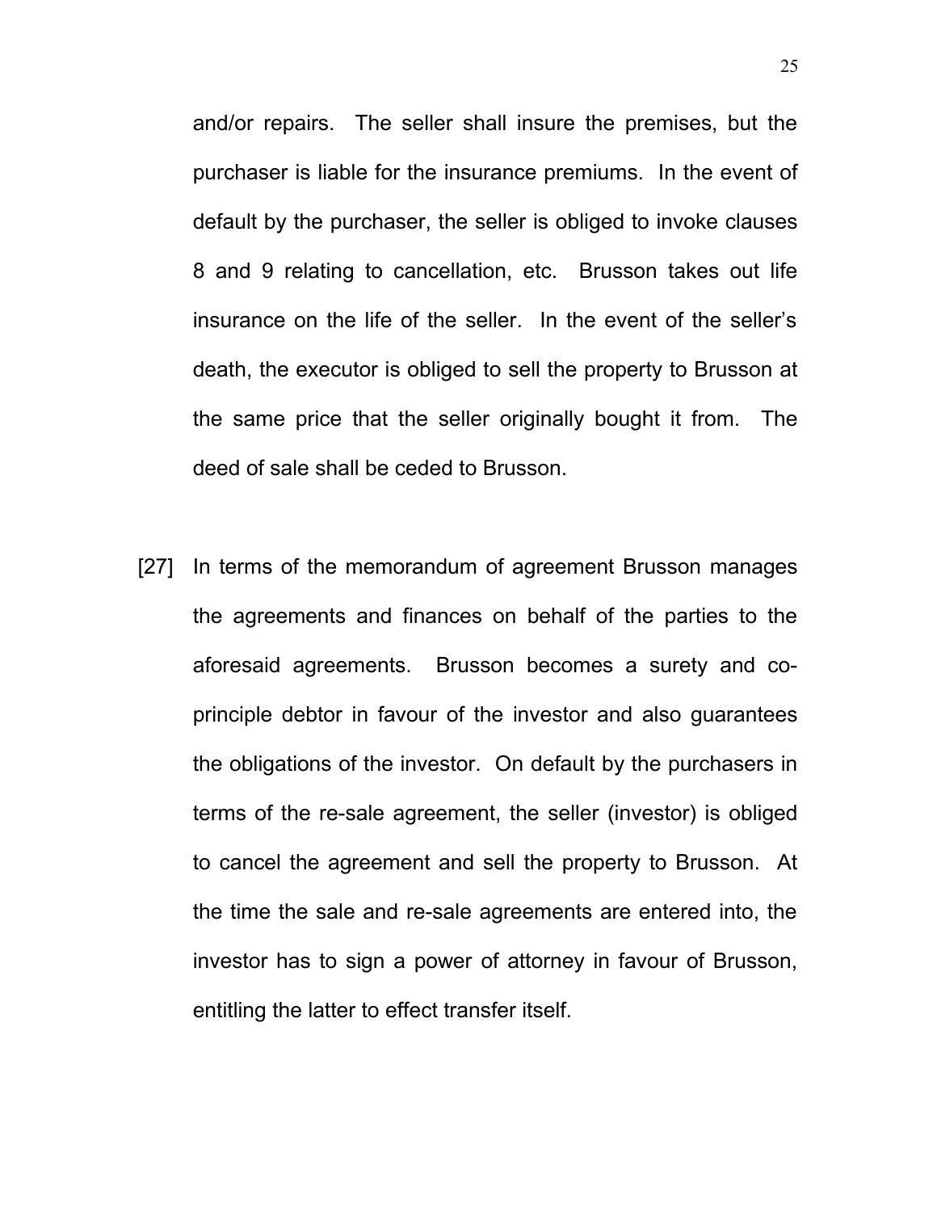and/or repairs. The seller shall insure the premises, but the purchaser is liable for the insurance premiums. In the event of default by the purchaser, the seller is obliged to invoke clauses 8 and 9 relating to cancellation, etc. Brusson takes out life insurance on the life of the seller. In the event of the seller's death, the executor is obliged to sell the property to Brusson at the same price that the seller originally bought it from. The deed of sale shall be ceded to Brusson.

[27] In terms of the memorandum of agreement Brusson manages the agreements and finances on behalf of the parties to the aforesaid agreements. Brusson becomes a surety and co-principle debtor in favour of the investor and also guarantees the obligations of the investor. On default by the purchasers in terms of the re-sale agreement, the seller (investor) is obliged to cancel the agreement and sell the property to Brusson. At the time the sale and re-sale agreements are entered into, the investor has to sign a power of attorney in favour of Brusson, entitling the latter to effect transfer itself.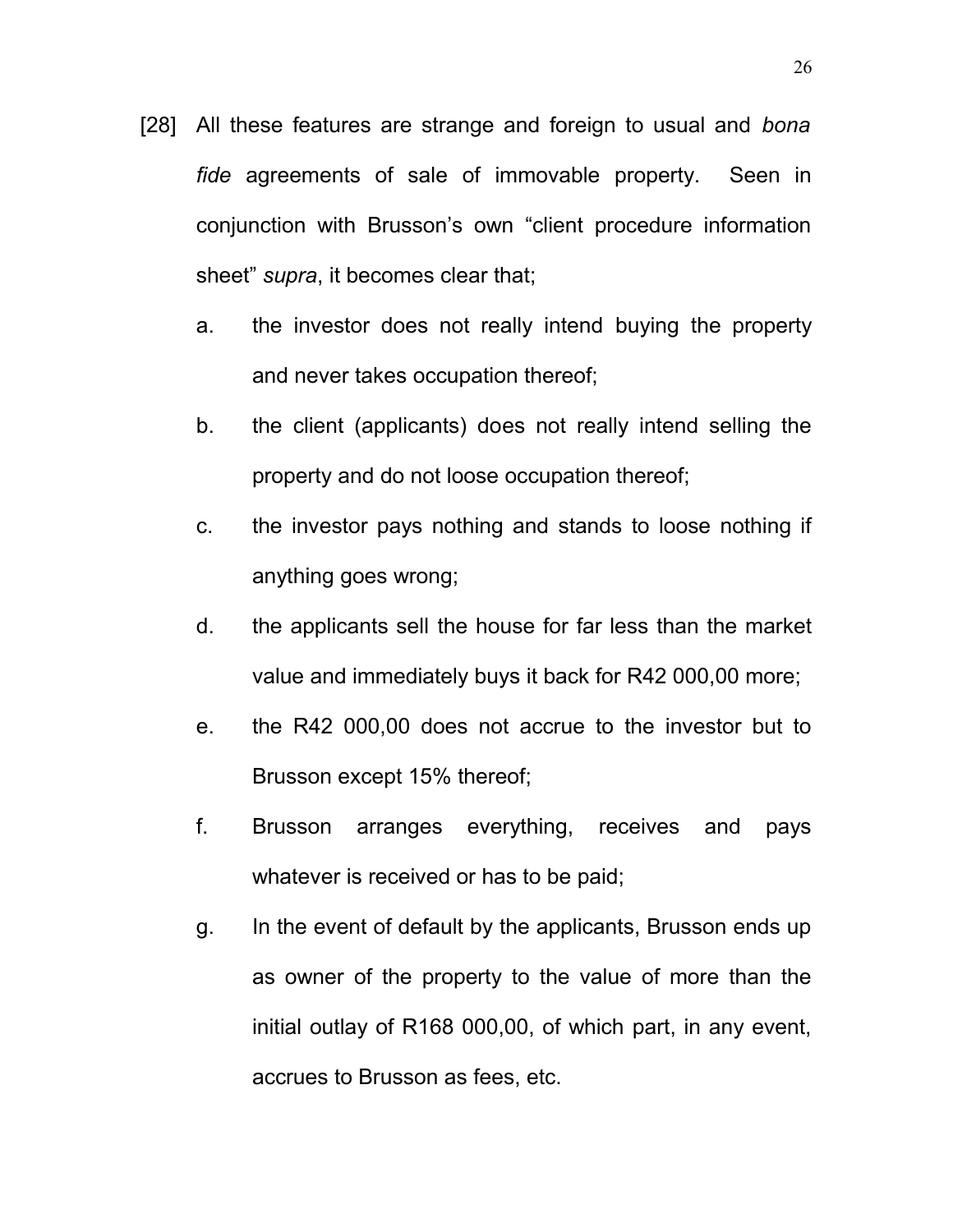[28] All these features are strange and foreign to usual and *bona fide* agreements of sale of immovable property. Seen in conjunction with Brusson's own "client procedure information sheet" *supra*, it becomes clear that;

a. the investor does not really intend buying the property and never takes occupation thereof;

b. the client (applicants) does not really intend selling the property and do not loose occupation thereof;

c. the investor pays nothing and stands to loose nothing if anything goes wrong;

d. the applicants sell the house for far less than the market value and immediately buys it back for R42 000,00 more;

e. the R42 000,00 does not accrue to the investor but to Brusson except 15% thereof;

f. Brusson arranges everything, receives and pays whatever is received or has to be paid;

g. In the event of default by the applicants, Brusson ends up as owner of the property to the value of more than the initial outlay of R168 000,00, of which part, in any event, accrues to Brusson as fees, etc.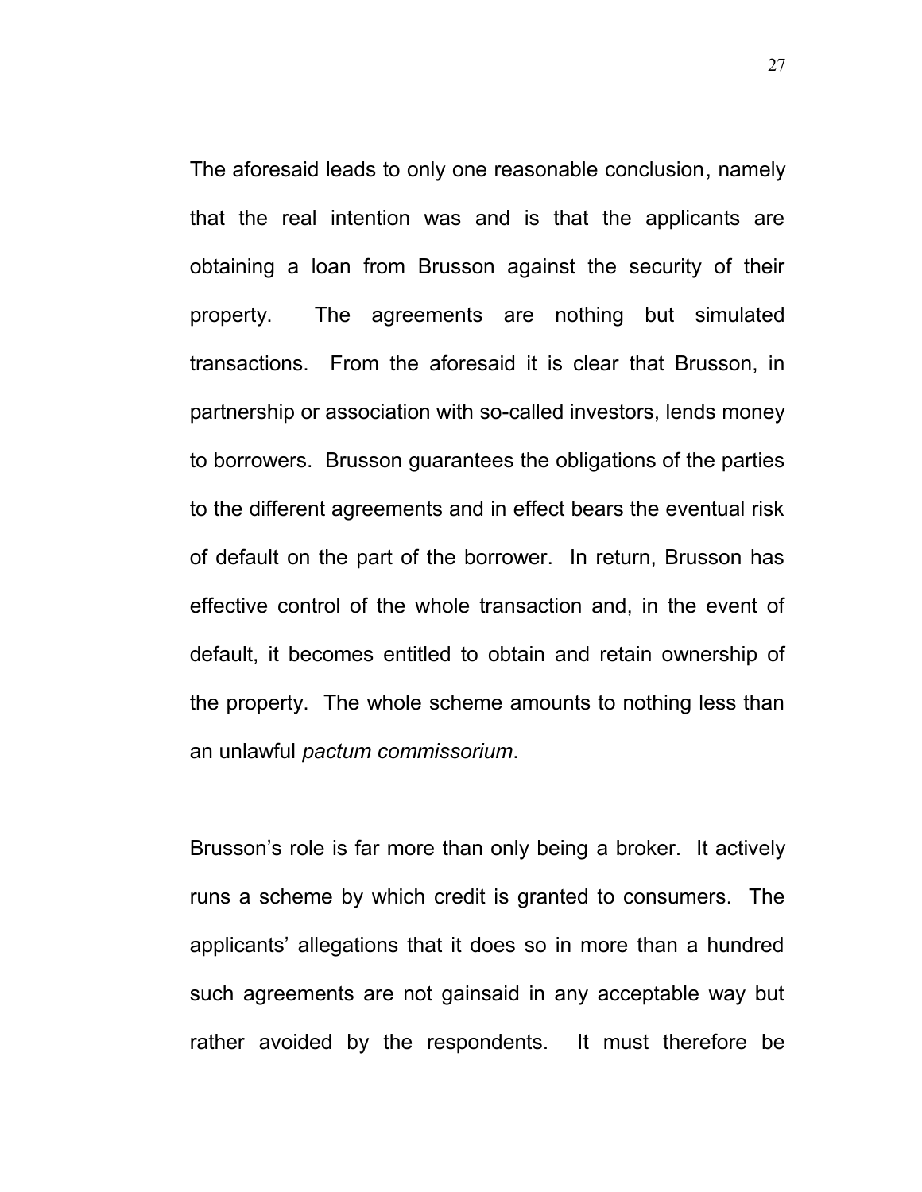The aforesaid leads to only one reasonable conclusion, namely that the real intention was and is that the applicants are obtaining a loan from Brusson against the security of their property. The agreements are nothing but simulated transactions. From the aforesaid it is clear that Brusson, in partnership or association with so-called investors, lends money to borrowers. Brusson guarantees the obligations of the parties to the different agreements and in effect bears the eventual risk of default on the part of the borrower. In return, Brusson has effective control of the whole transaction and, in the event of default, it becomes entitled to obtain and retain ownership of the property. The whole scheme amounts to nothing less than an unlawful *pactum commissorium*.

Brusson's role is far more than only being a broker. It actively runs a scheme by which credit is granted to consumers. The applicants' allegations that it does so in more than a hundred such agreements are not gainsaid in any acceptable way but rather avoided by the respondents. It must therefore be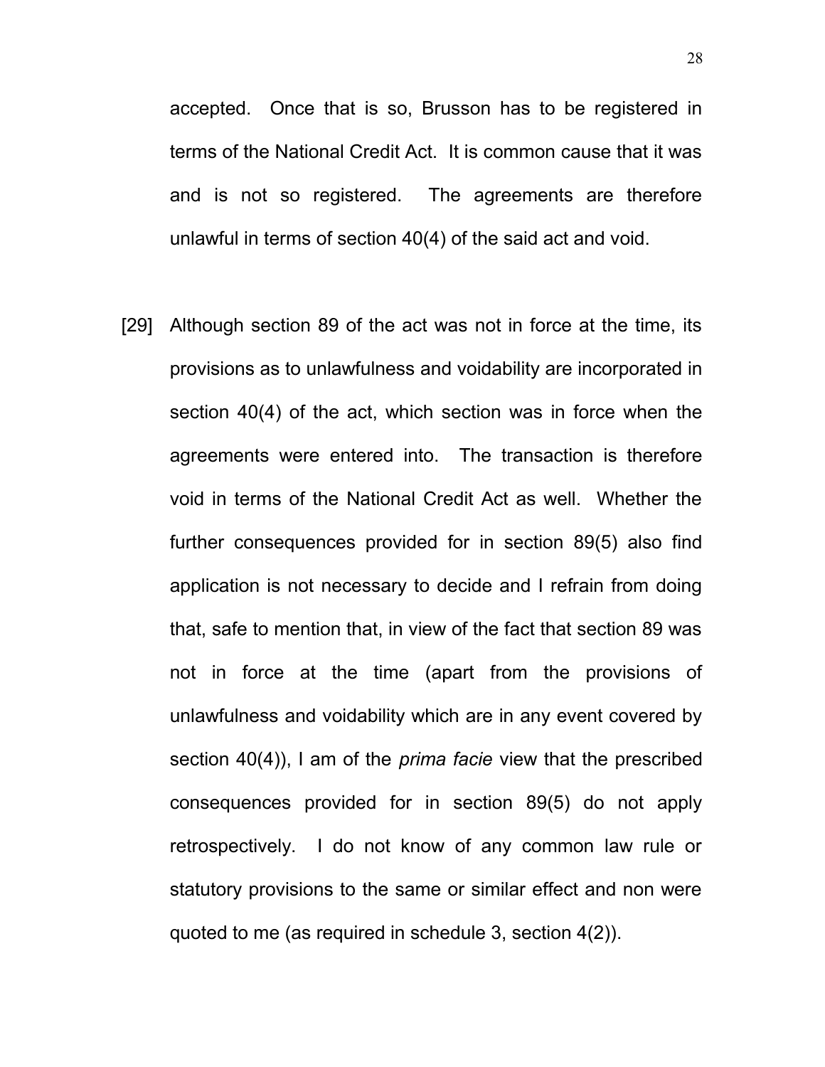accepted. Once that is so, Brusson has to be registered in terms of the National Credit Act. It is common cause that it was and is not so registered. The agreements are therefore unlawful in terms of section 40(4) of the said act and void.

[29] Although section 89 of the act was not in force at the time, its provisions as to unlawfulness and voidability are incorporated in section 40(4) of the act, which section was in force when the agreements were entered into. The transaction is therefore void in terms of the National Credit Act as well. Whether the further consequences provided for in section 89(5) also find application is not necessary to decide and I refrain from doing that, safe to mention that, in view of the fact that section 89 was not in force at the time (apart from the provisions of unlawfulness and voidability which are in any event covered by section 40(4)), I am of the *prima facie* view that the prescribed consequences provided for in section 89(5) do not apply retrospectively. I do not know of any common law rule or statutory provisions to the same or similar effect and non were quoted to me (as required in schedule 3, section 4(2)).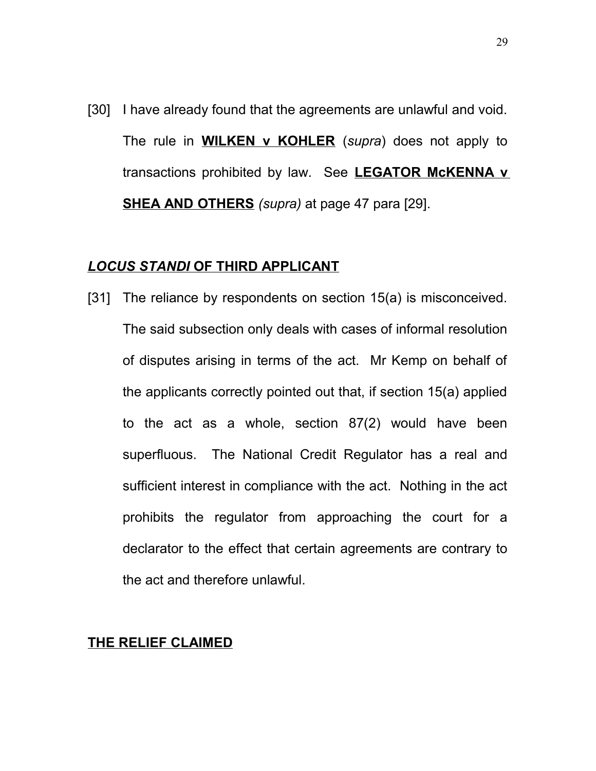[30] I have already found that the agreements are unlawful and void. The rule in **WILKEN v KOHLER** (*supra*) does not apply to transactions prohibited by law. See **LEGATOR McKENNA v SHEA AND OTHERS** *(supra)* at page 47 para [29].

## *LOCUS STANDI* OF THIRD APPLICANT

[31] The reliance by respondents on section 15(a) is misconceived. The said subsection only deals with cases of informal resolution of disputes arising in terms of the act. Mr Kemp on behalf of the applicants correctly pointed out that, if section 15(a) applied to the act as a whole, section 87(2) would have been superfluous. The National Credit Regulator has a real and sufficient interest in compliance with the act. Nothing in the act prohibits the regulator from approaching the court for a declarator to the effect that certain agreements are contrary to the act and therefore unlawful.

## THE RELIEF CLAIMED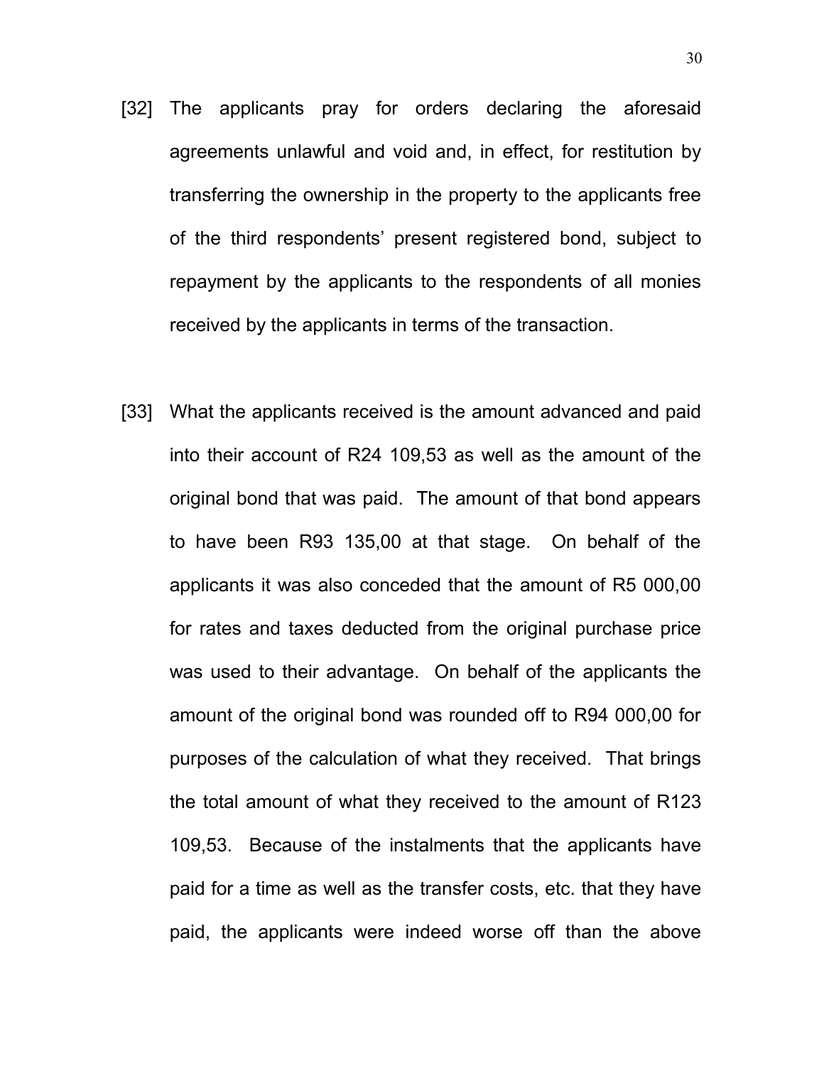[32] The applicants pray for orders declaring the aforesaid agreements unlawful and void and, in effect, for restitution by transferring the ownership in the property to the applicants free of the third respondents' present registered bond, subject to repayment by the applicants to the respondents of all monies received by the applicants in terms of the transaction.

[33] What the applicants received is the amount advanced and paid into their account of R24 109,53 as well as the amount of the original bond that was paid. The amount of that bond appears to have been R93 135,00 at that stage. On behalf of the applicants it was also conceded that the amount of R5 000,00 for rates and taxes deducted from the original purchase price was used to their advantage. On behalf of the applicants the amount of the original bond was rounded off to R94 000,00 for purposes of the calculation of what they received. That brings the total amount of what they received to the amount of R123 109,53. Because of the instalments that the applicants have paid for a time as well as the transfer costs, etc. that they have paid, the applicants were indeed worse off than the above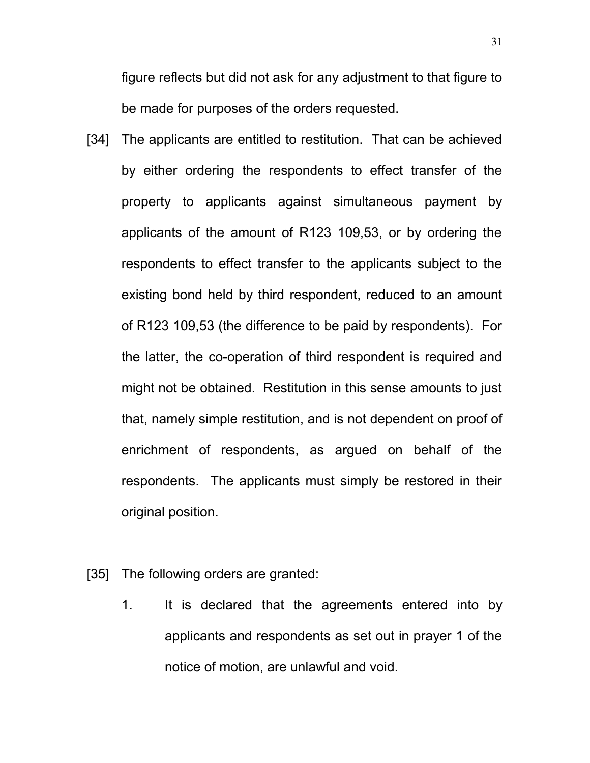figure reflects but did not ask for any adjustment to that figure to be made for purposes of the orders requested.

[34] The applicants are entitled to restitution. That can be achieved by either ordering the respondents to effect transfer of the property to applicants against simultaneous payment by applicants of the amount of R123 109,53, or by ordering the respondents to effect transfer to the applicants subject to the existing bond held by third respondent, reduced to an amount of R123 109,53 (the difference to be paid by respondents). For the latter, the co-operation of third respondent is required and might not be obtained. Restitution in this sense amounts to just that, namely simple restitution, and is not dependent on proof of enrichment of respondents, as argued on behalf of the respondents. The applicants must simply be restored in their original position.

[35] The following orders are granted:

1. It is declared that the agreements entered into by applicants and respondents as set out in prayer 1 of the notice of motion, are unlawful and void.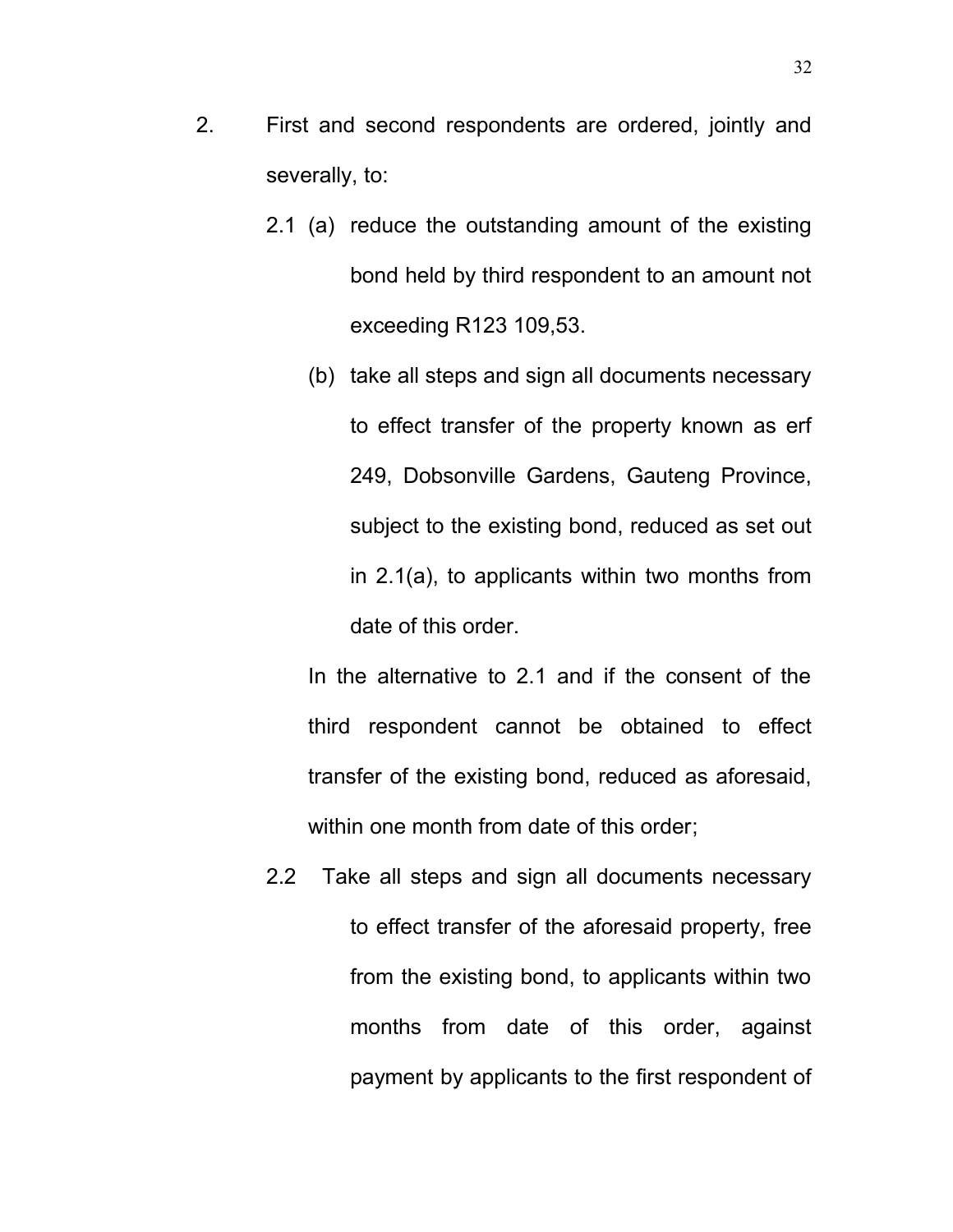2. First and second respondents are ordered, jointly and severally, to:

   2.1 (a) reduce the outstanding amount of the existing bond held by third respondent to an amount not exceeding R123 109,53.

   (b) take all steps and sign all documents necessary to effect transfer of the property known as erf 249, Dobsonville Gardens, Gauteng Province, subject to the existing bond, reduced as set out in 2.1(a), to applicants within two months from date of this order.

   In the alternative to 2.1 and if the consent of the third respondent cannot be obtained to effect transfer of the existing bond, reduced as aforesaid, within one month from date of this order;

   2.2 Take all steps and sign all documents necessary to effect transfer of the aforesaid property, free from the existing bond, to applicants within two months from date of this order, against payment by applicants to the first respondent of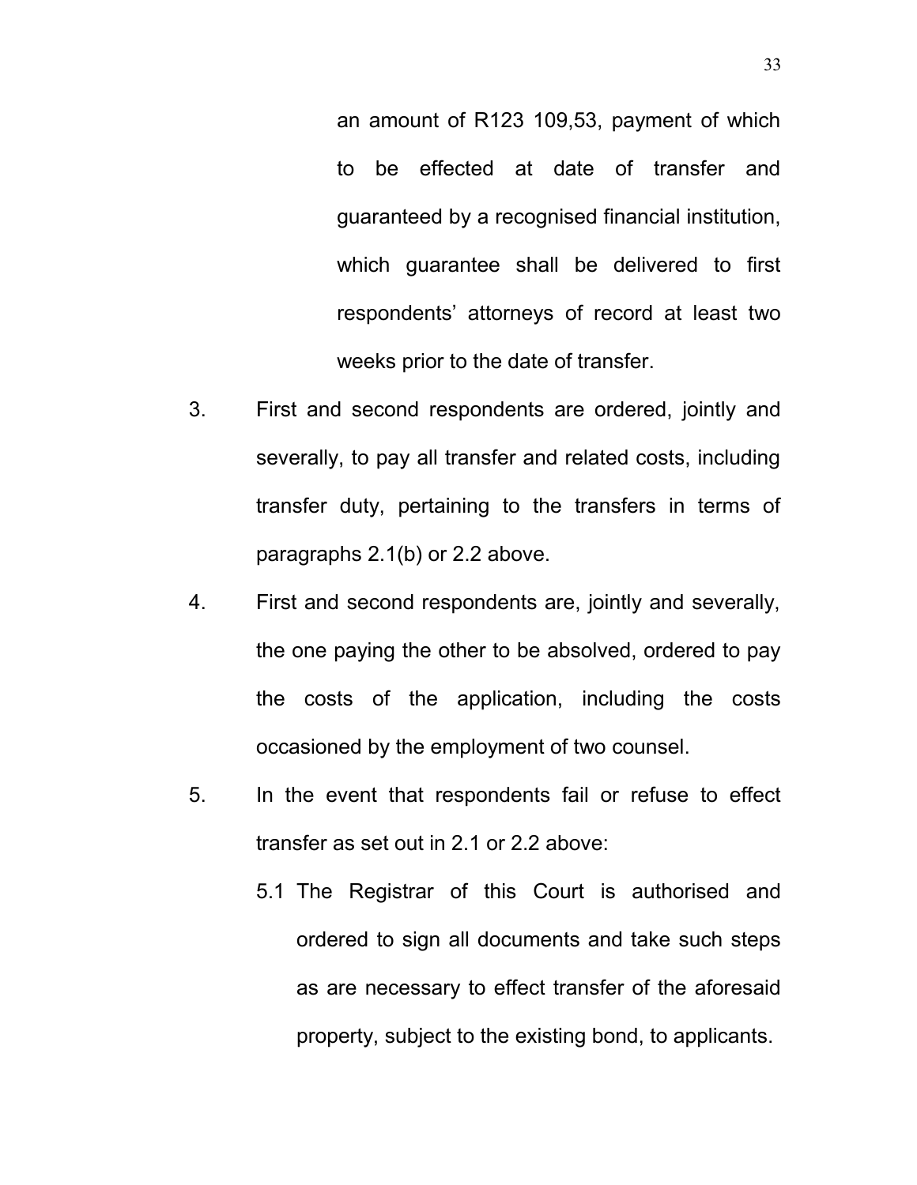an amount of R123 109,53, payment of which to be effected at date of transfer and guaranteed by a recognised financial institution, which guarantee shall be delivered to first respondents' attorneys of record at least two weeks prior to the date of transfer.

3. First and second respondents are ordered, jointly and severally, to pay all transfer and related costs, including transfer duty, pertaining to the transfers in terms of paragraphs 2.1(b) or 2.2 above.

4. First and second respondents are, jointly and severally, the one paying the other to be absolved, ordered to pay the costs of the application, including the costs occasioned by the employment of two counsel.

5. In the event that respondents fail or refuse to effect transfer as set out in 2.1 or 2.2 above:

   5.1 The Registrar of this Court is authorised and ordered to sign all documents and take such steps as are necessary to effect transfer of the aforesaid property, subject to the existing bond, to applicants.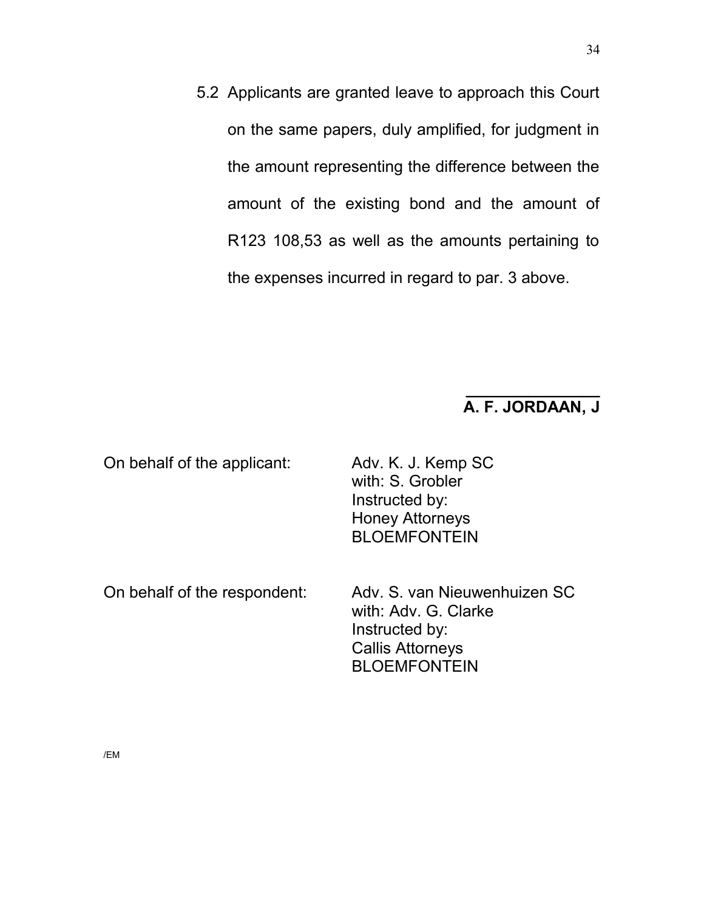5.2 Applicants are granted leave to approach this Court on the same papers, duly amplified, for judgment in the amount representing the difference between the amount of the existing bond and the amount of R123 108,53 as well as the amounts pertaining to the expenses incurred in regard to par. 3 above.

**A. F. JORDAAN, J**

On behalf of the applicant: Adv. K. J. Kemp SC
with: S. Grobler
Instructed by:
Honey Attorneys
BLOEMFONTEIN

On behalf of the respondent: Adv. S. van Nieuwenhuizen SC
with: Adv. G. Clarke
Instructed by:
Callis Attorneys
BLOEMFONTEIN

/EM